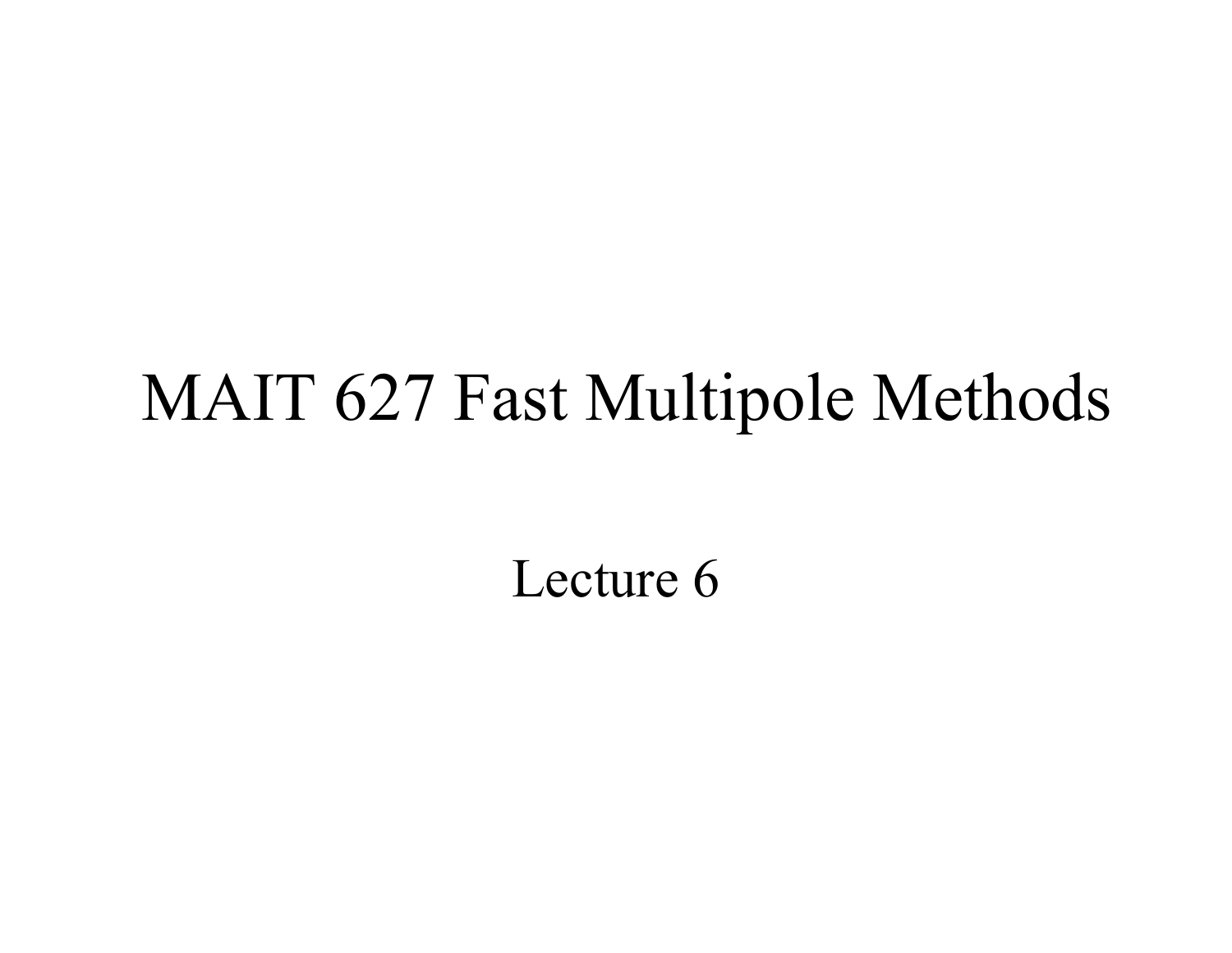# MAIT 627 Fast Multipole Methods

Lecture 6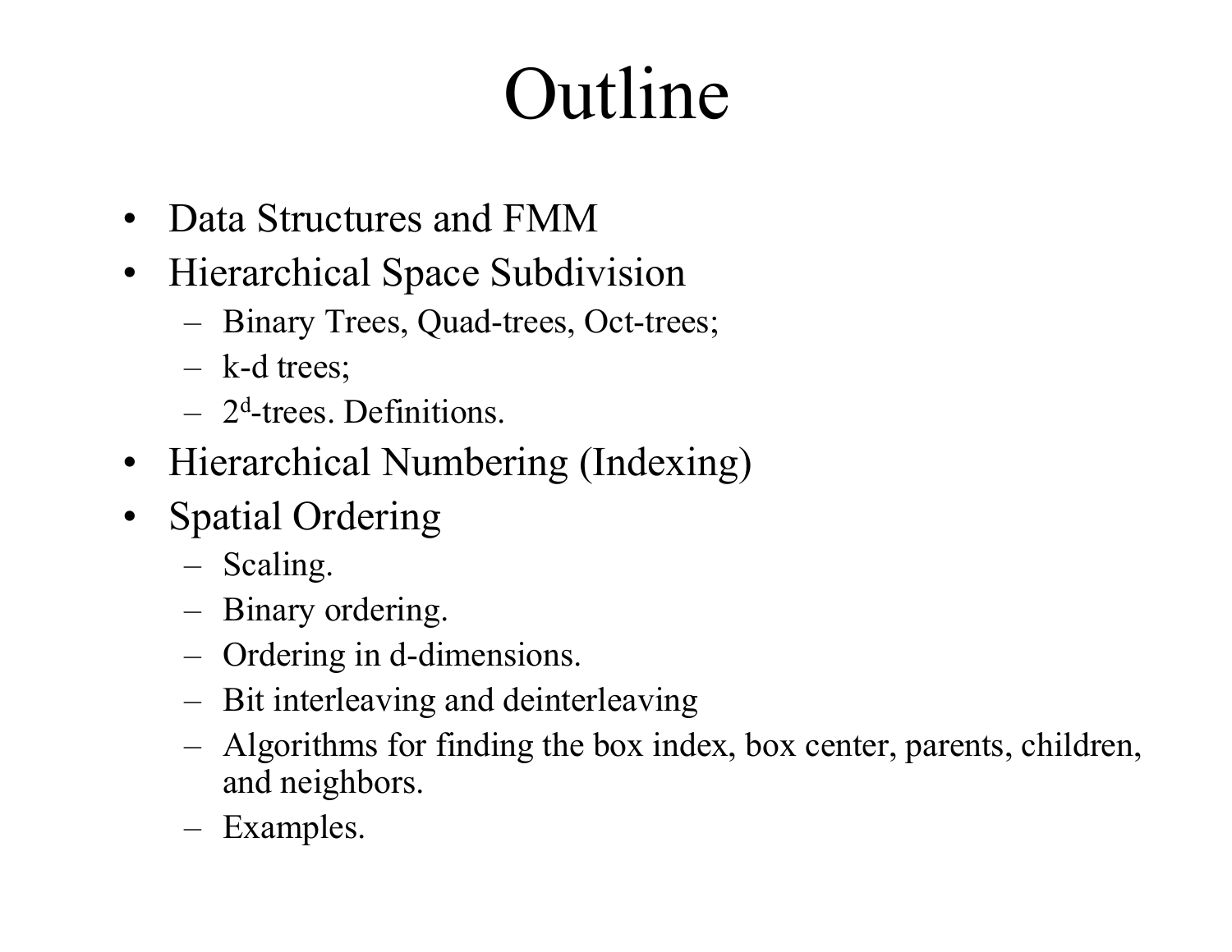# Outline

- Data Structures and FMM
- Hierarchical Space Subdivision
  - Binary Trees, Quad-trees, Oct-trees;
  - k-d trees;
  - $2^d$-trees. Definitions.
- Hierarchical Numbering (Indexing)
- Spatial Ordering
  - Scaling.
  - Binary ordering.
  - Ordering in d-dimensions.
  - Bit interleaving and deinterleaving
  - Algorithms for finding the box index, box center, parents, children, and neighbors.
  - Examples.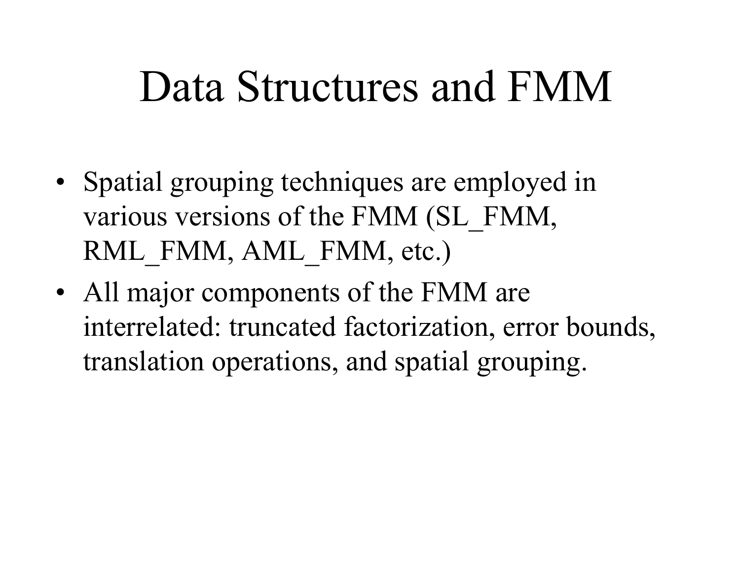# Data Structures and FMM

- Spatial grouping techniques are employed in various versions of the FMM (SL_FMM, RML_FMM, AML_FMM, etc.)
- All major components of the FMM are interrelated: truncated factorization, error bounds, translation operations, and spatial grouping.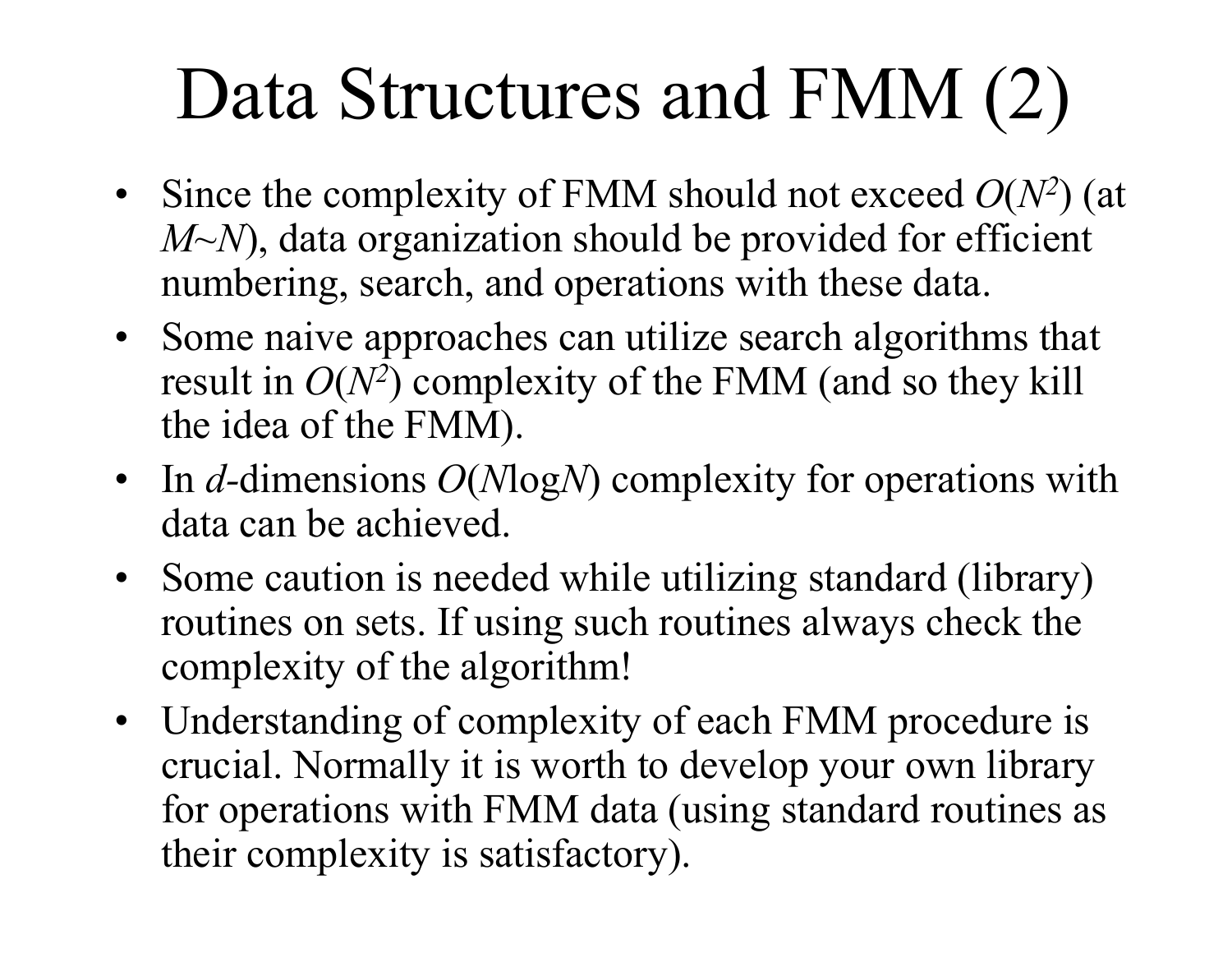# Data Structures and FMM (2)

- Since the complexity of FMM should not exceed $O(N^2)$ (at $M \sim N$), data organization should be provided for efficient numbering, search, and operations with these data.
- Some naive approaches can utilize search algorithms that result in $O(N^2)$ complexity of the FMM (and so they kill the idea of the FMM).
- In $d$-dimensions $O(N \log N)$ complexity for operations with data can be achieved.
- Some caution is needed while utilizing standard (library) routines on sets. If using such routines always check the complexity of the algorithm!
- Understanding of complexity of each FMM procedure is crucial. Normally it is worth to develop your own library for operations with FMM data (using standard routines as their complexity is satisfactory).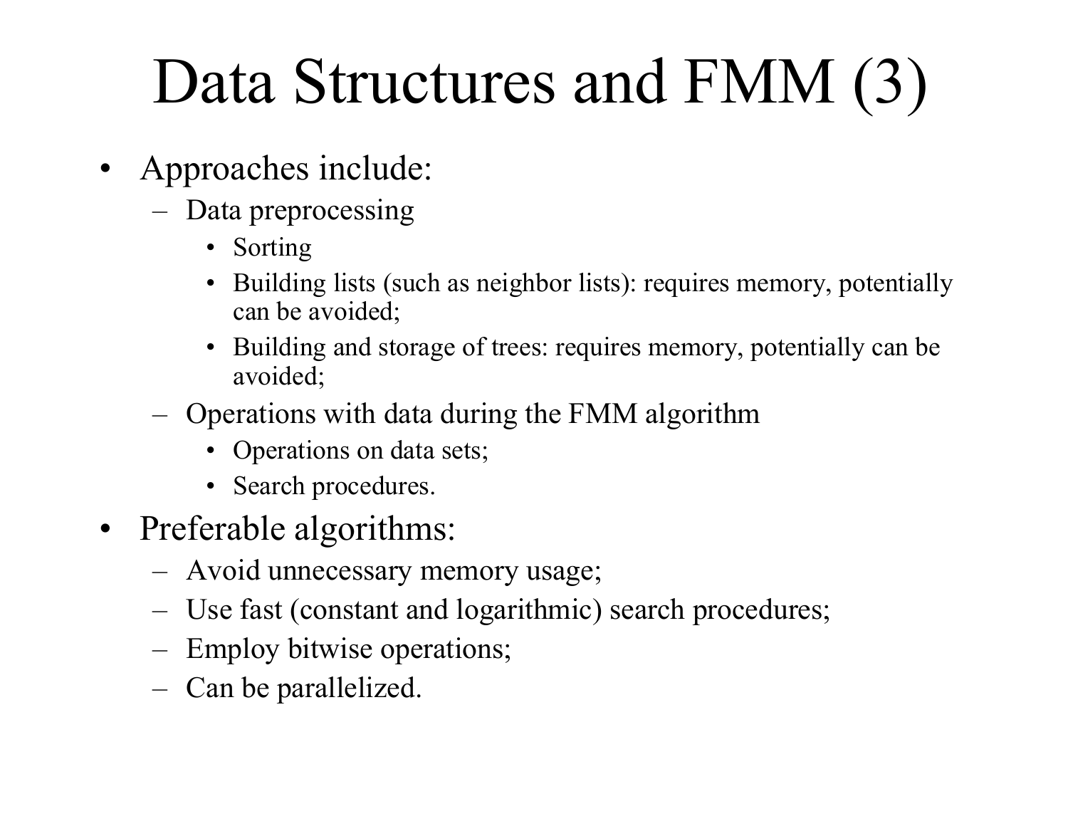# Data Structures and FMM (3)

- Approaches include:
  - Data preprocessing
    - Sorting
    - Building lists (such as neighbor lists): requires memory, potentially can be avoided;
    - Building and storage of trees: requires memory, potentially can be avoided;
  - Operations with data during the FMM algorithm
    - Operations on data sets;
    - Search procedures.
- Preferable algorithms:
  - Avoid unnecessary memory usage;
  - Use fast (constant and logarithmic) search procedures;
  - Employ bitwise operations;
  - Can be parallelized.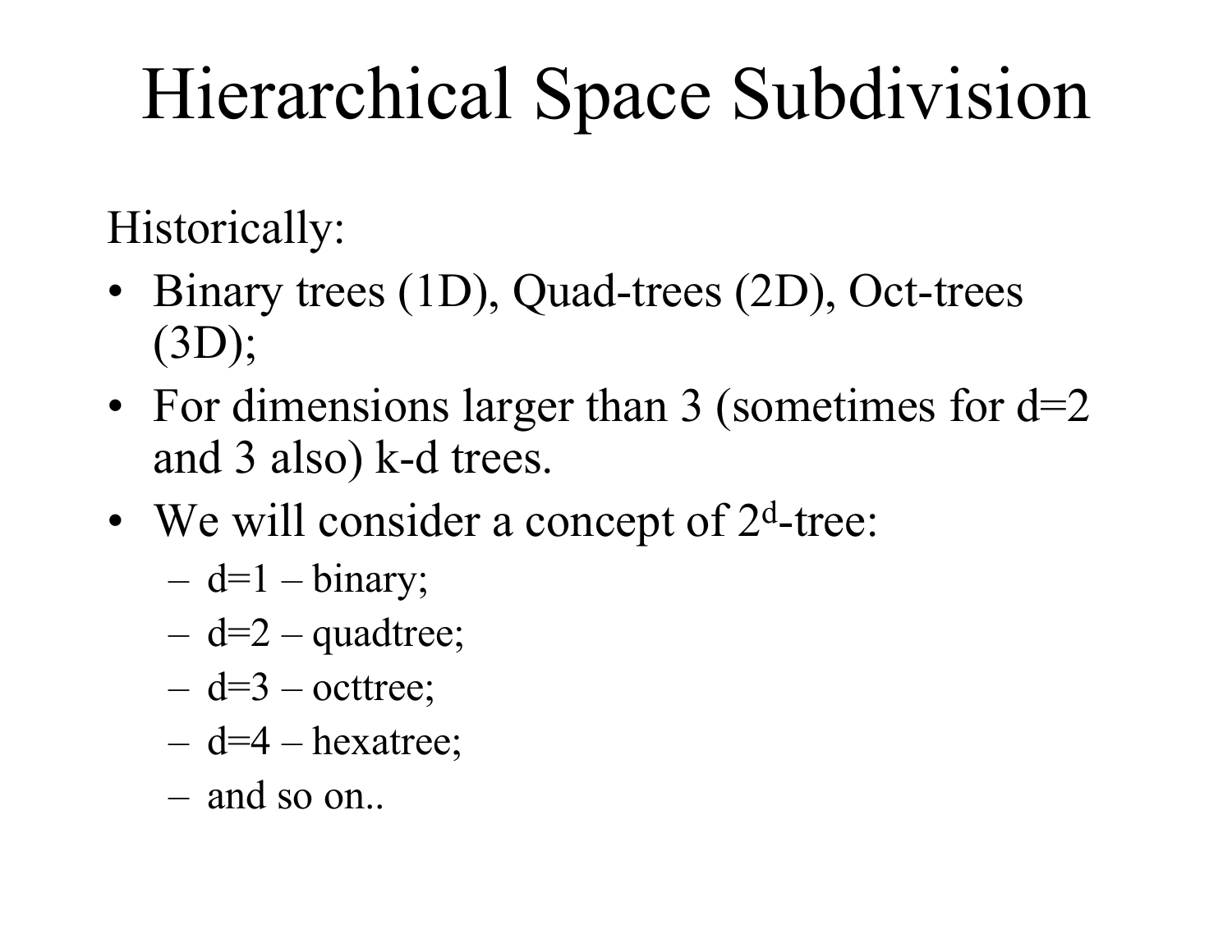# Hierarchical Space Subdivision

Historically:

- Binary trees (1D), Quad-trees (2D), Oct-trees (3D);
- For dimensions larger than 3 (sometimes for d=2 and 3 also) k-d trees.
- We will consider a concept of $2^d$-tree:
  - d=1 – binary;
  - d=2 – quadtree;
  - d=3 – octtree;
  - d=4 – hexatree;
  - and so on..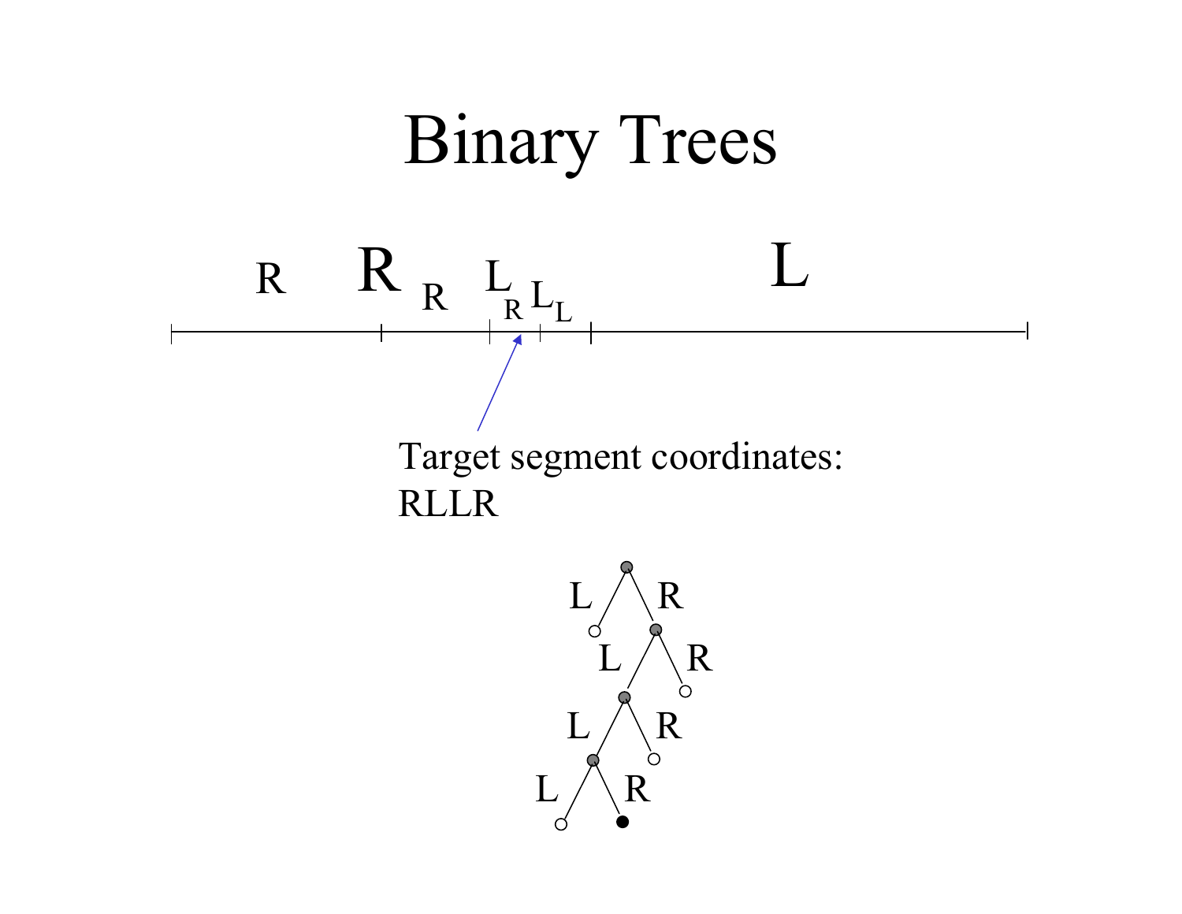# Binary Trees

R R R L R L L L

Target segment coordinates: RLLR

L R L R L R L R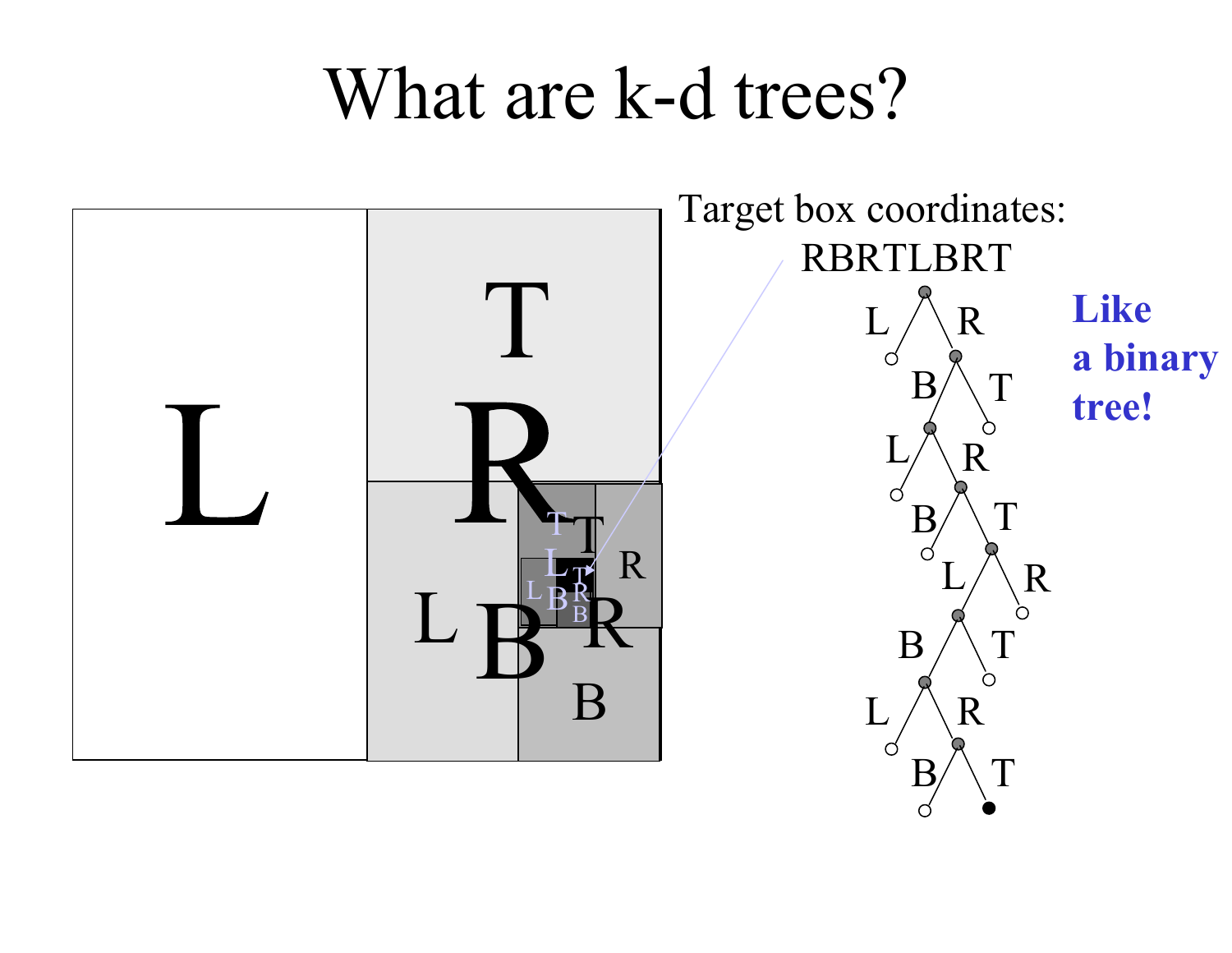# What are k-d trees?

Target box coordinates:
RBRTLBRT

**Like a binary tree!**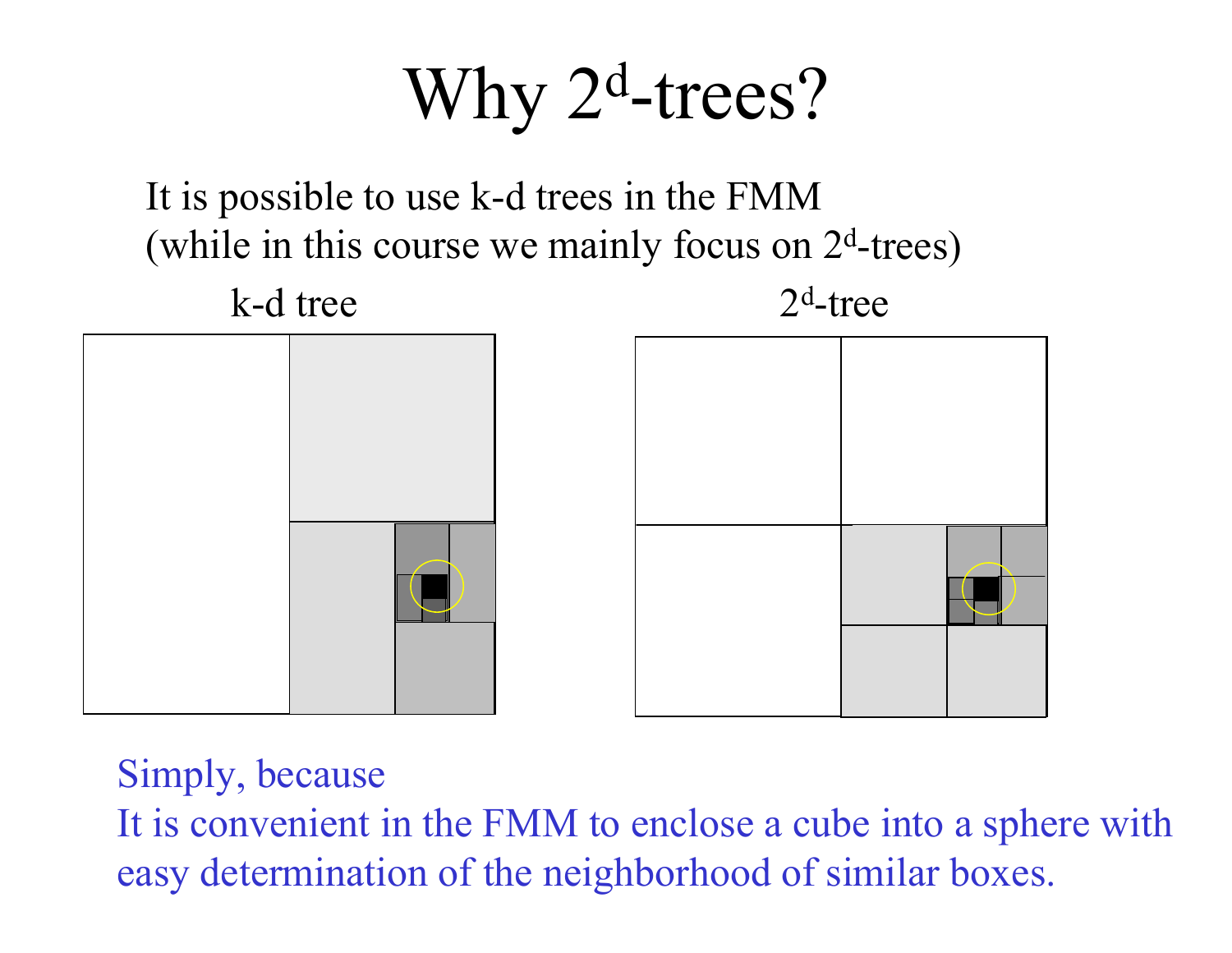# Why $2^d$-trees?

It is possible to use k-d trees in the FMM
(while in this course we mainly focus on $2^d$-trees)

k-d tree

$2^d$-tree

Simply, because
It is convenient in the FMM to enclose a cube into a sphere with easy determination of the neighborhood of similar boxes.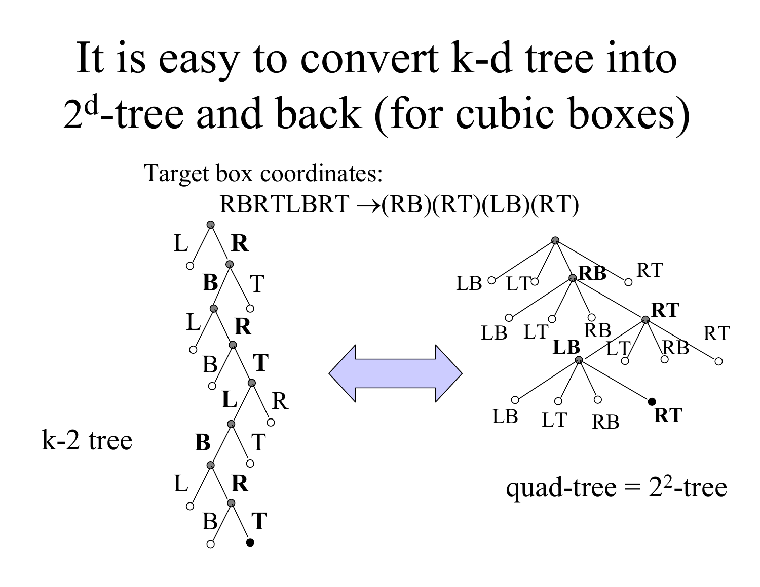# It is easy to convert k-d tree into $2^d$-tree and back (for cubic boxes)

Target box coordinates:

RBRTLBRT $\rightarrow$(RB)(RT)(LB)(RT)

L **R** **B** T L **R** B **T** **L** R **B** T L **R** B **T**

k-2 tree

LB LT **RB** RT LB LT RB **RT** **LB** LT RB RT LB LT RB **RT**

quad-tree = $2^2$-tree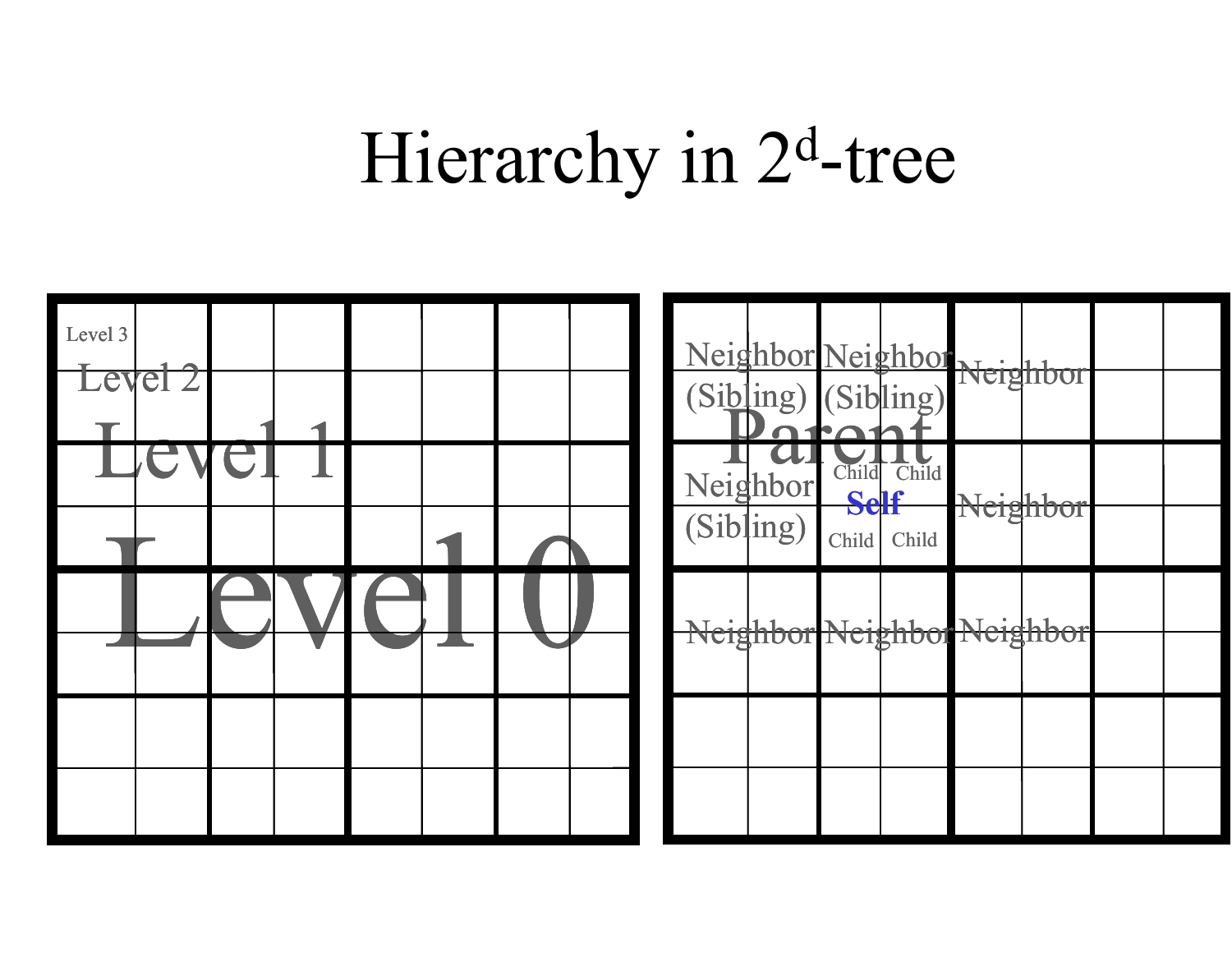# Hierarchy in $2^d$-tree

Level 3

Level 2

Level 1

Level 0

Neighbor (Sibling)

Neighbor (Sibling)

Neighbor

Parent

Neighbor (Sibling)

Child

Child

Self

Child

Child

Neighbor

Neighbor

Neighbor

Neighbor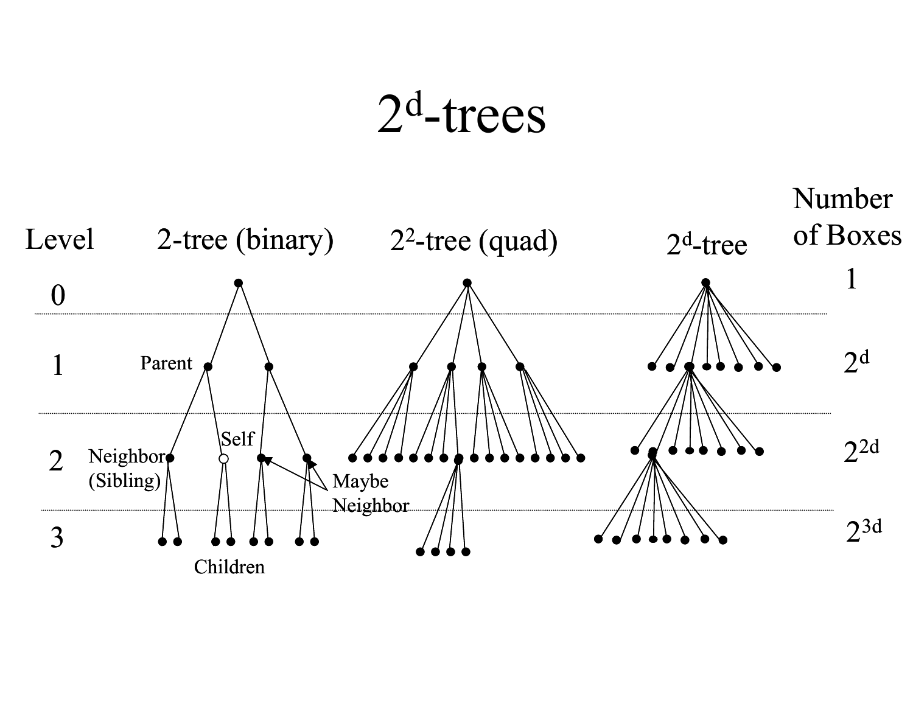# $2^d$-trees

Level

0

1

2

3

2-tree (binary)

Parent

Self

Neighbor (Sibling)

Maybe Neighbor

Children

$2^2$-tree (quad)

$2^d$-tree

Number of Boxes

1

$2^d$

$2^{2d}$

$2^{3d}$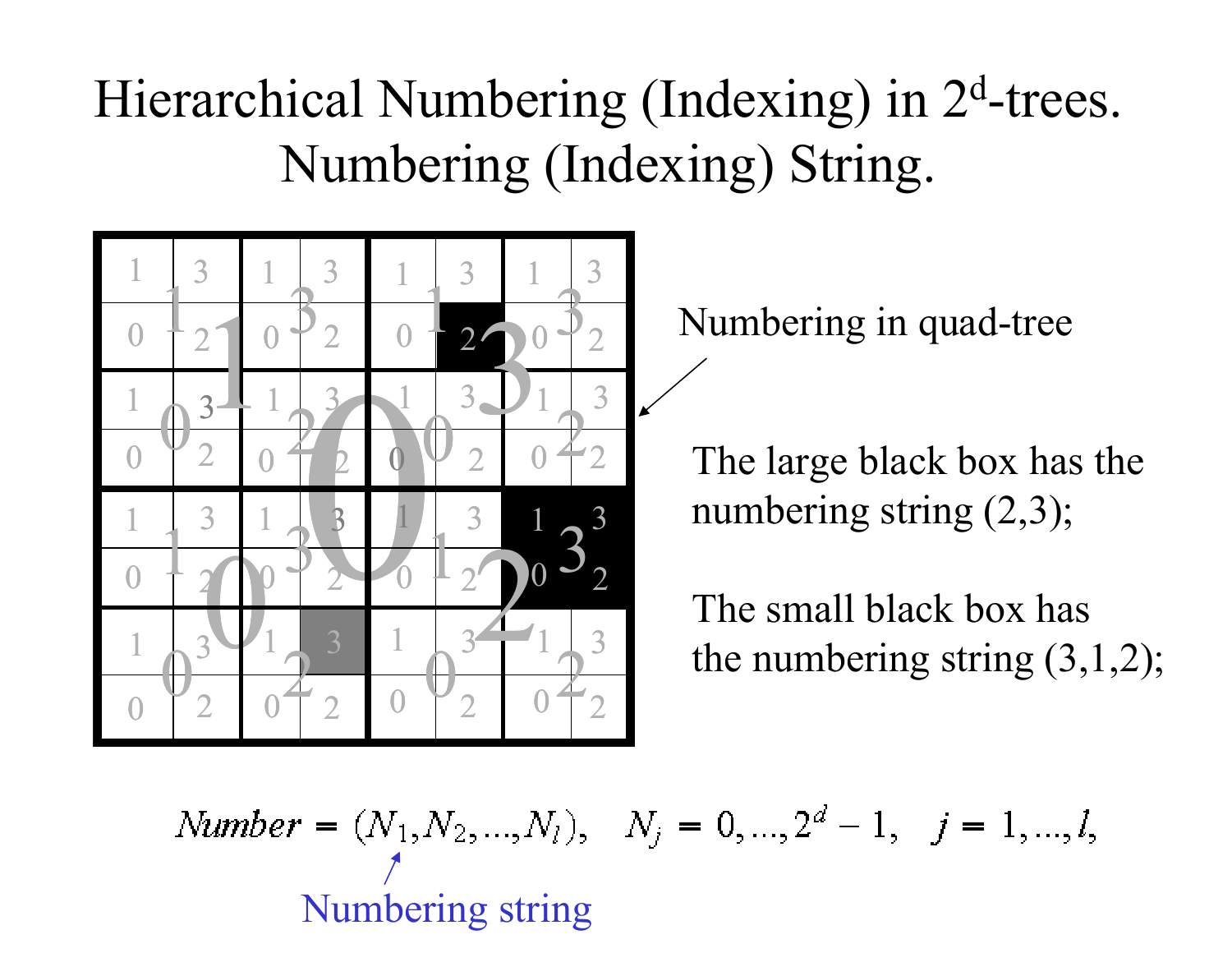# Hierarchical Numbering (Indexing) in $2^d$-trees. Numbering (Indexing) String.

Numbering in quad-tree

The large black box has the numbering string (2,3);

The small black box has the numbering string (3,1,2);

$$Number = (N_1, N_2, ..., N_l), \quad N_j = 0, ..., 2^d - 1, \quad j = 1, ..., l,$$

Numbering string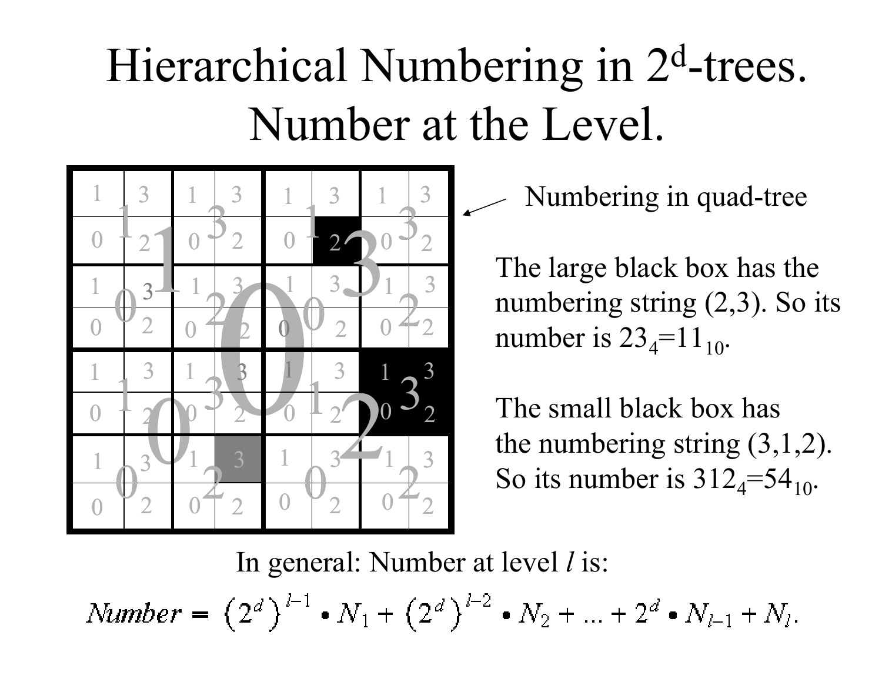# Hierarchical Numbering in $2^d$-trees. Number at the Level.

Numbering in quad-tree

The large black box has the numbering string (2,3). So its number is $23_4=11_{10}$.

The small black box has the numbering string (3,1,2). So its number is $312_4=54_{10}$.

In general: Number at level $l$ is:

$$Number = \left(2^d\right)^{l-1} \bullet N_1 + \left(2^d\right)^{l-2} \bullet N_2 + \ldots + 2^d \bullet N_{l-1} + N_l.$$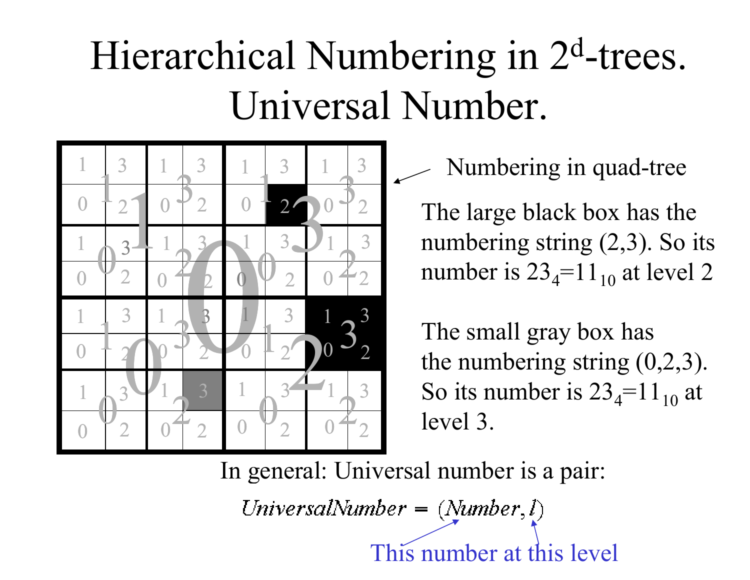# Hierarchical Numbering in $2^d$-trees. Universal Number.

Numbering in quad-tree

The large black box has the numbering string (2,3). So its number is $23_4 = 11_{10}$ at level 2

The small gray box has the numbering string (0,2,3). So its number is $23_4 = 11_{10}$ at level 3.

In general: Universal number is a pair:

$$UniversalNumber = (Number, l)$$

This number at this level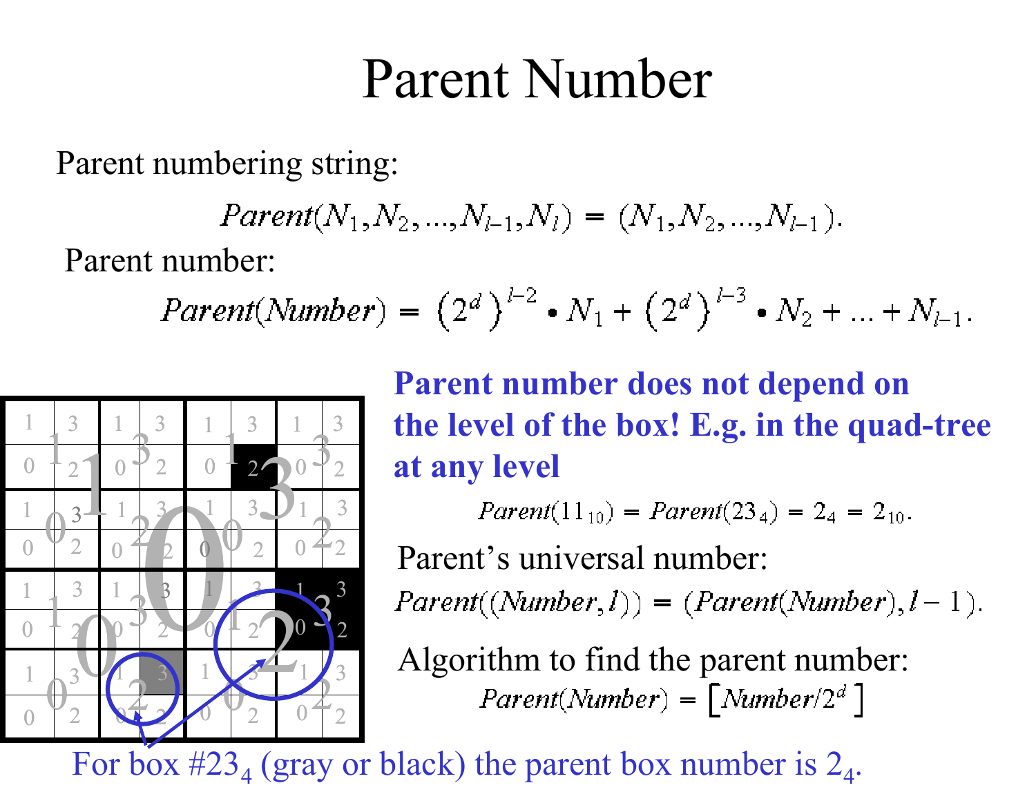# Parent Number

Parent numbering string:

$$Parent(N_1, N_2, ..., N_{l-1}, N_l) = (N_1, N_2, ..., N_{l-1}).$$

Parent number:

$$Parent(Number) = \left(2^d\right)^{l-2} \bullet N_1 + \left(2^d\right)^{l-3} \bullet N_2 + ... + N_{l-1}.$$

**Parent number does not depend on the level of the box! E.g. in the quad-tree at any level**

$$Parent(11_{10}) = Parent(23_4) = 2_4 = 2_{10}.$$

Parent's universal number:

$$Parent((Number, l)) = (Parent(Number), l-1).$$

Algorithm to find the parent number:

$$Parent(Number) = \left[Number/2^d\right]$$

For box $\#23_4$ (gray or black) the parent box number is $2_4$.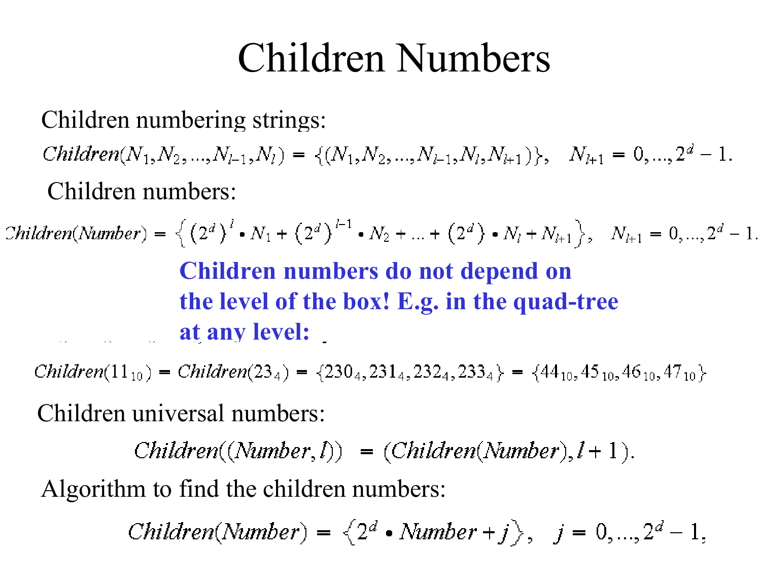# Children Numbers

Children numbering strings:

$$Children(N_1, N_2, ..., N_{l-1}, N_l) = \{(N_1, N_2, ..., N_{l-1}, N_l, N_{l+1})\}, \quad N_{l+1} = 0, ..., 2^d - 1.$$

Children numbers:

$$Children(Number) = \left\{ \left(2^d\right)^l \bullet N_1 + \left(2^d\right)^{l-1} \bullet N_2 + ... + \left(2^d\right) \bullet N_l + N_{l+1} \right\}, \quad N_{l+1} = 0, ..., 2^d - 1.$$

**Children numbers do not depend on the level of the box! E.g. in the quad-tree at any level:**

$$Children(11_{10}) = Children(23_4) = \{230_4, 231_4, 232_4, 233_4\} = \{44_{10}, 45_{10}, 46_{10}, 47_{10}\}$$

Children universal numbers:

$$Children((Number, l)) = (Children(Number), l + 1).$$

Algorithm to find the children numbers:

$$Children(Number) = \left\{ 2^d \bullet Number + j \right\}, \quad j = 0, ..., 2^d - 1.$$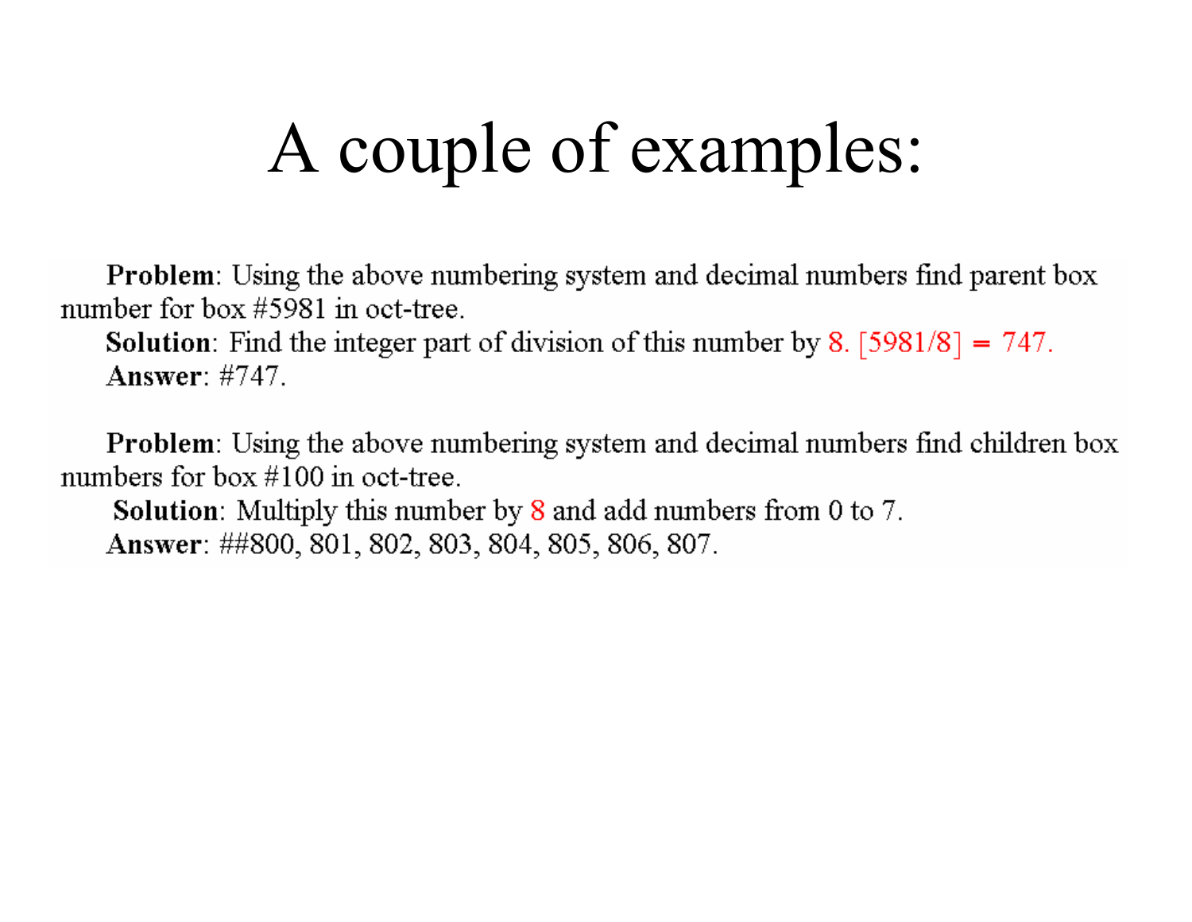# A couple of examples:

**Problem**: Using the above numbering system and decimal numbers find parent box number for box #5981 in oct-tree.

**Solution**: Find the integer part of division of this number by 8. [5981/8] = 747.

**Answer**: #747.

**Problem**: Using the above numbering system and decimal numbers find children box numbers for box #100 in oct-tree.

**Solution**: Multiply this number by 8 and add numbers from 0 to 7.

**Answer**: ##800, 801, 802, 803, 804, 805, 806, 807.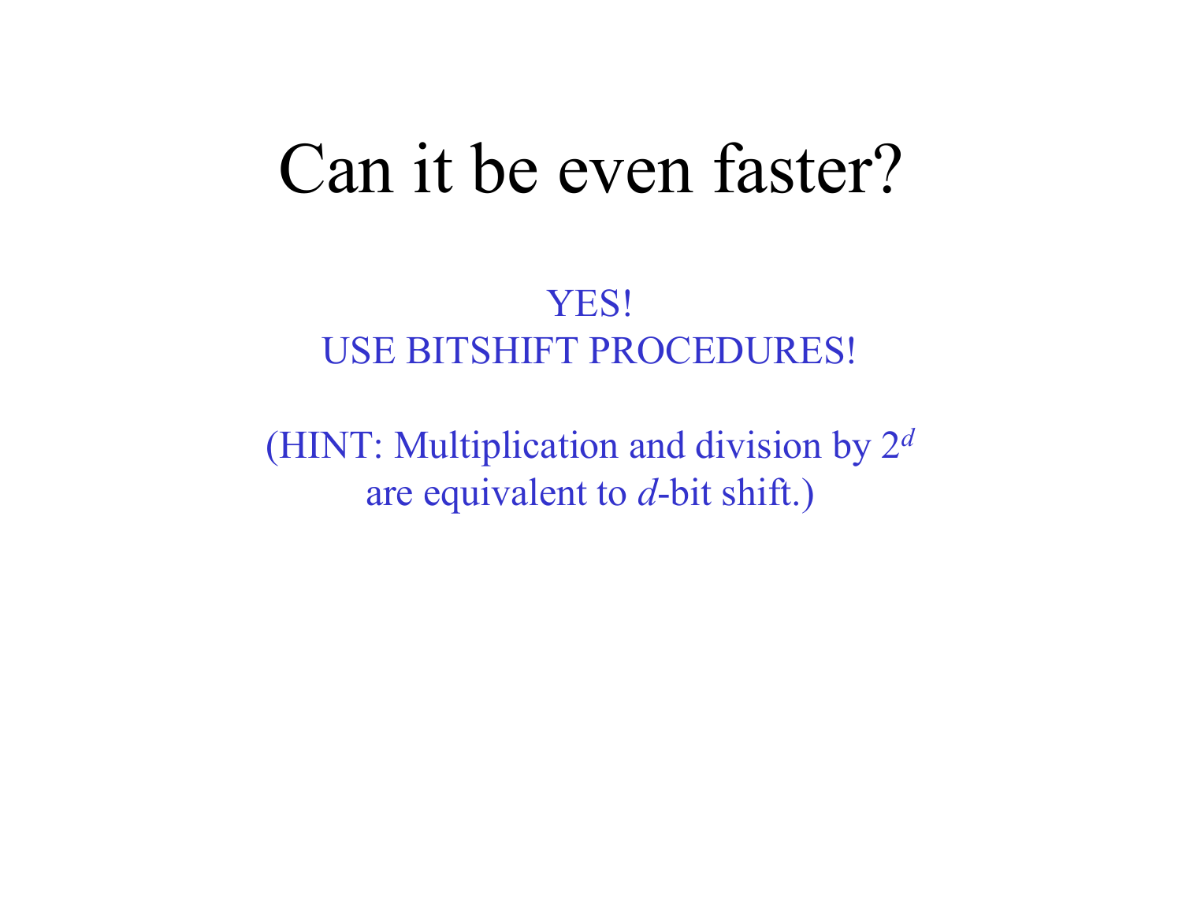# Can it be even faster?

YES!
USE BITSHIFT PROCEDURES!

(HINT: Multiplication and division by $2^d$ are equivalent to $d$-bit shift.)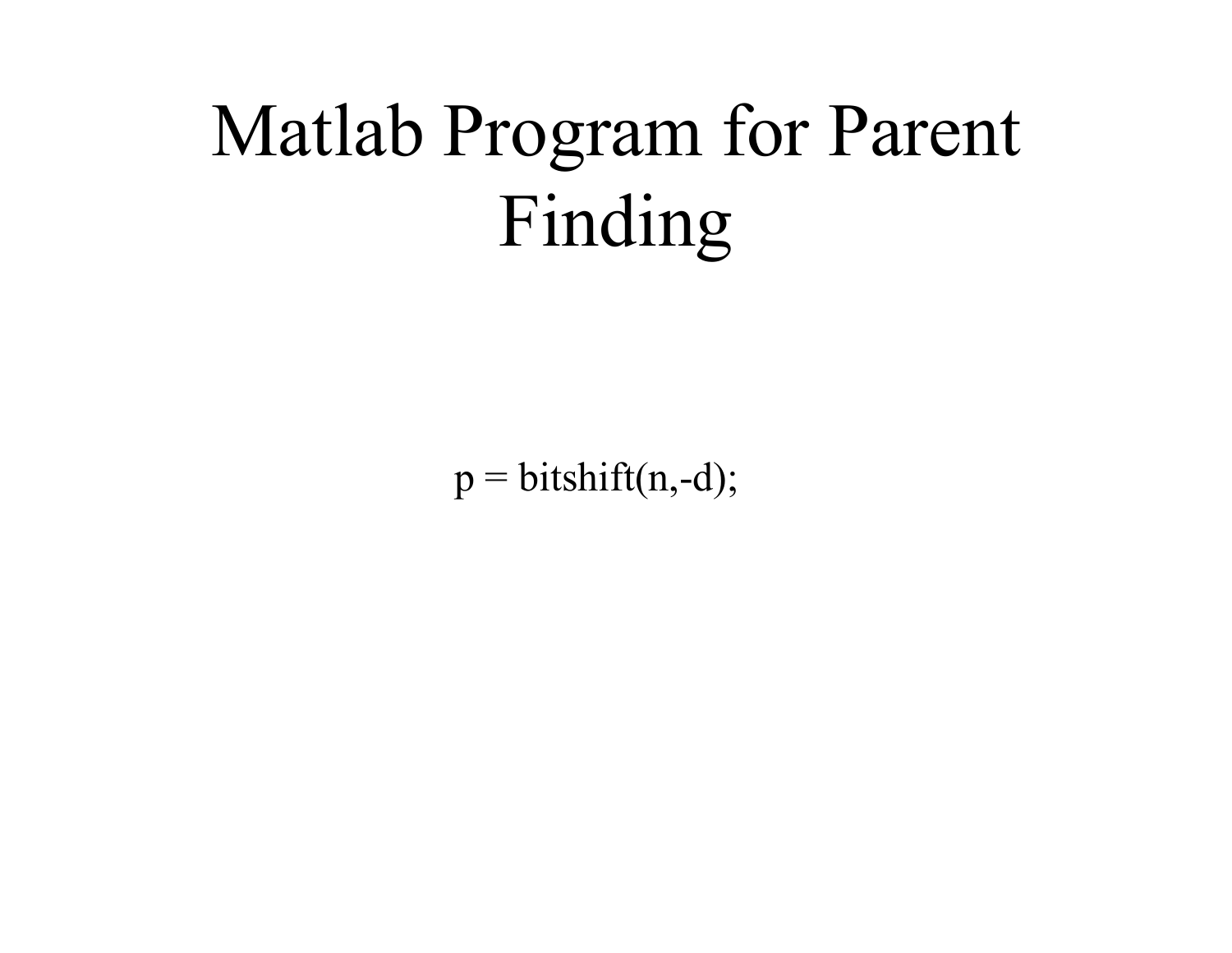# Matlab Program for Parent Finding

```
p = bitshift(n,-d);
```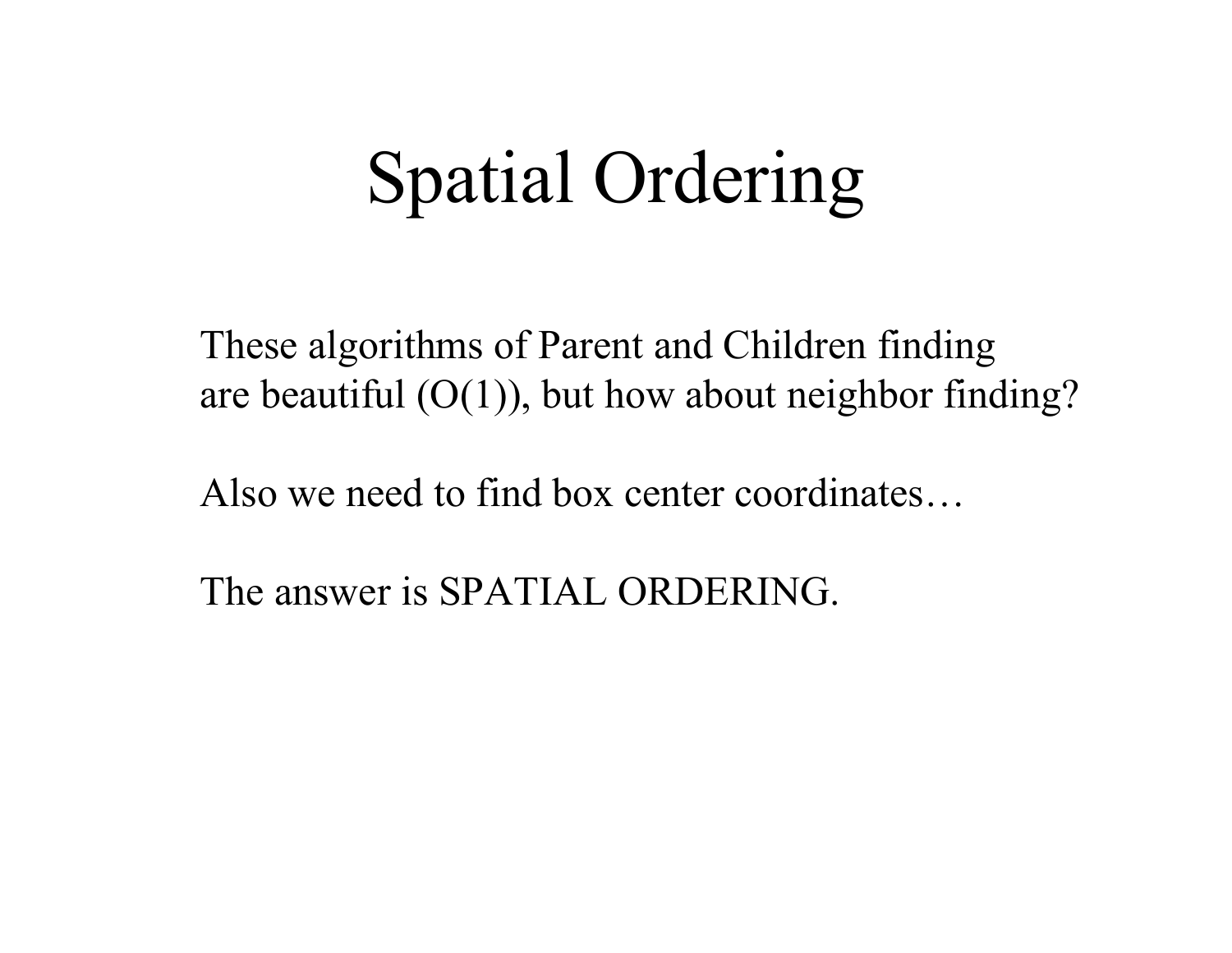# Spatial Ordering

These algorithms of Parent and Children finding are beautiful (O(1)), but how about neighbor finding?

Also we need to find box center coordinates…

The answer is SPATIAL ORDERING.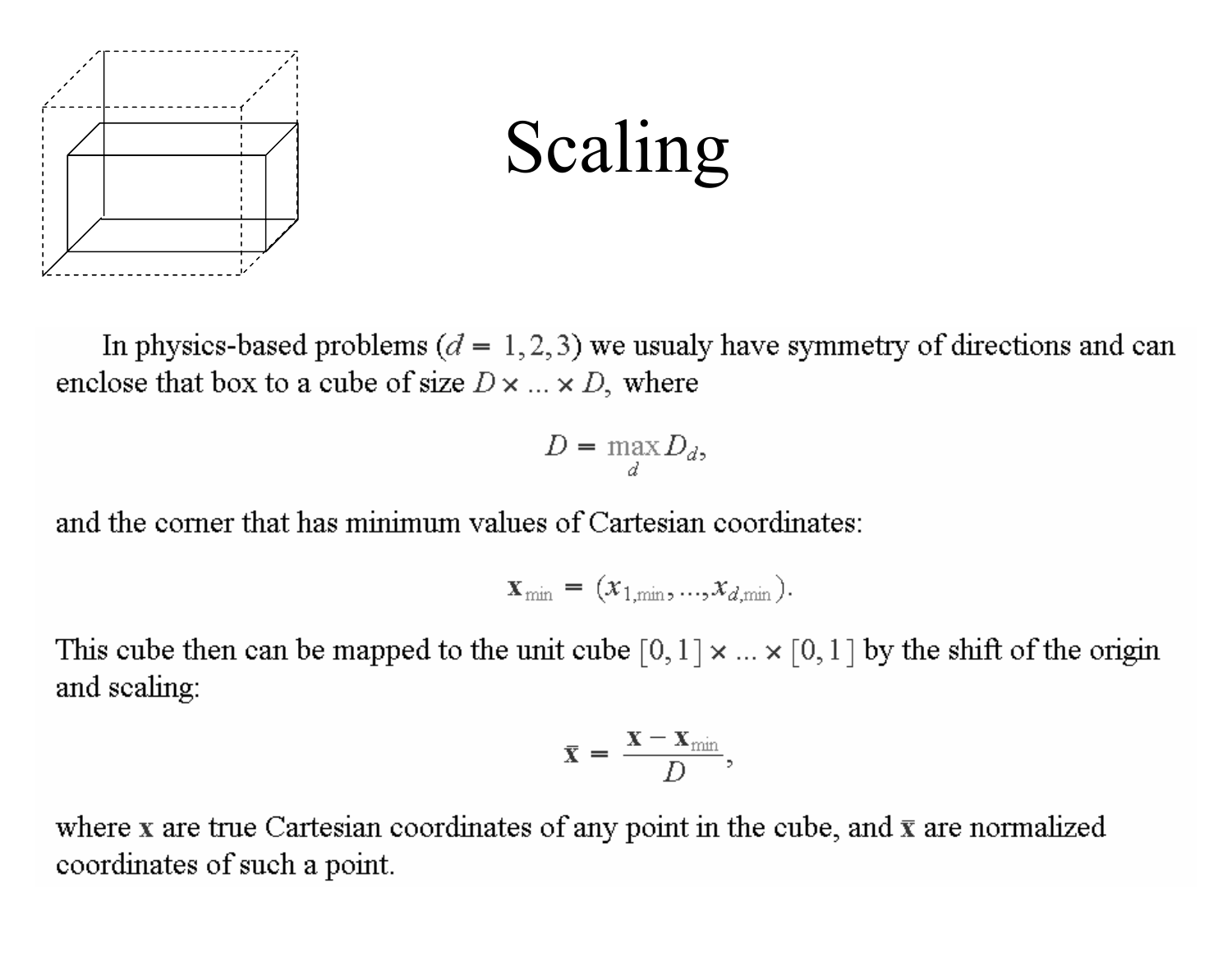# Scaling

In physics-based problems ($d = 1, 2, 3$) we usualy have symmetry of directions and can enclose that box to a cube of size $D \times ... \times D$, where

$$D = \max_d D_d,$$

and the corner that has minimum values of Cartesian coordinates:

$$\mathbf{x}_{\min} = (x_{1,\min}, ..., x_{d,\min}).$$

This cube then can be mapped to the unit cube $[0,1] \times ... \times [0,1]$ by the shift of the origin and scaling:

$$\bar{\mathbf{x}} = \frac{\mathbf{x} - \mathbf{x}_{\min}}{D},$$

where $\mathbf{x}$ are true Cartesian coordinates of any point in the cube, and $\bar{\mathbf{x}}$ are normalized coordinates of such a point.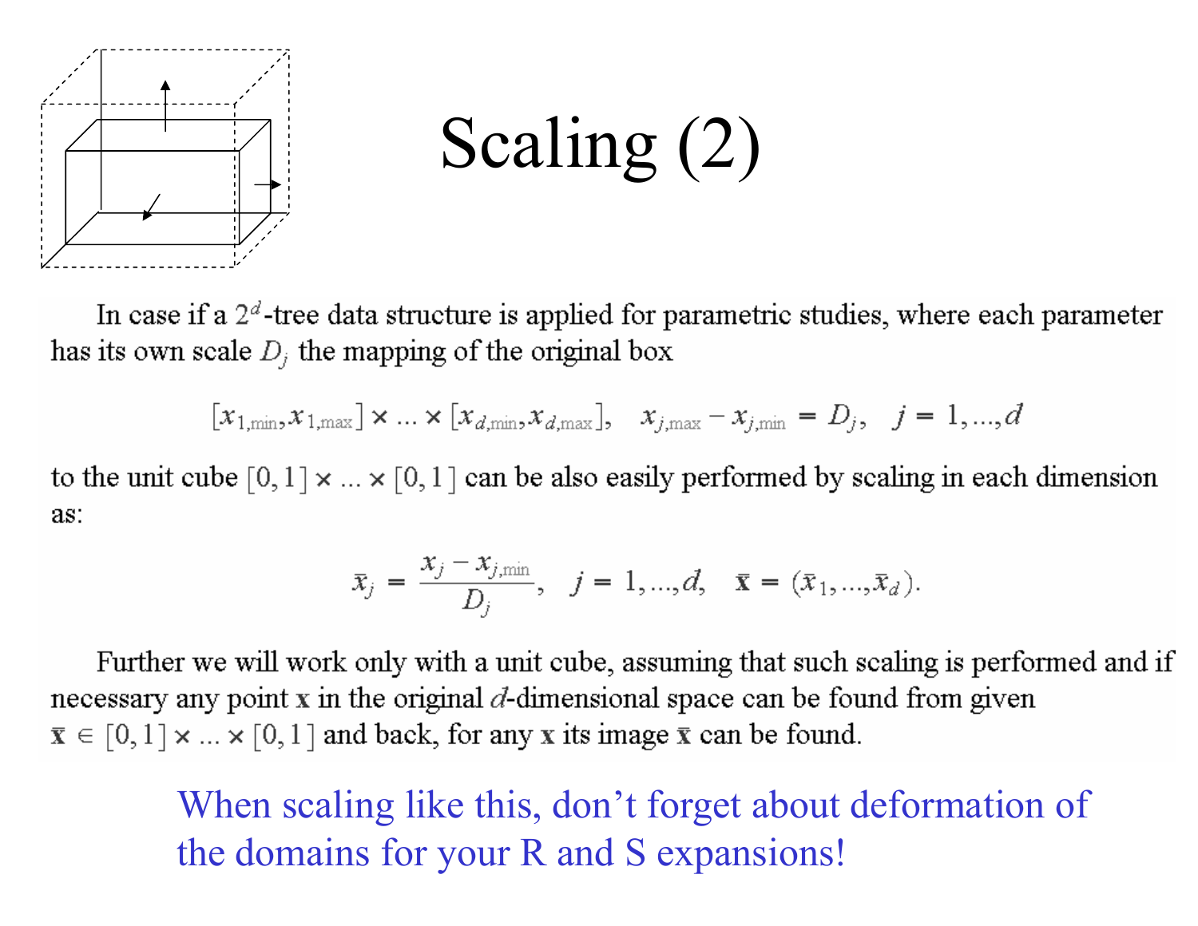# Scaling (2)

In case if a $2^d$-tree data structure is applied for parametric studies, where each parameter has its own scale $D_j$ the mapping of the original box

$$[x_{1,\min}, x_{1,\max}] \times \ldots \times [x_{d,\min}, x_{d,\max}], \quad x_{j,\max} - x_{j,\min} = D_j, \quad j = 1, \ldots, d$$

to the unit cube $[0,1] \times \ldots \times [0,1]$ can be also easily performed by scaling in each dimension as:

$$\bar{x}_j = \frac{x_j - x_{j,\min}}{D_j}, \quad j = 1, \ldots, d, \quad \bar{\mathbf{x}} = (\bar{x}_1, \ldots, \bar{x}_d).$$

Further we will work only with a unit cube, assuming that such scaling is performed and if necessary any point $\mathbf{x}$ in the original $d$-dimensional space can be found from given $\bar{\mathbf{x}} \in [0,1] \times \ldots \times [0,1]$ and back, for any $\mathbf{x}$ its image $\bar{\mathbf{x}}$ can be found.

When scaling like this, don't forget about deformation of the domains for your R and S expansions!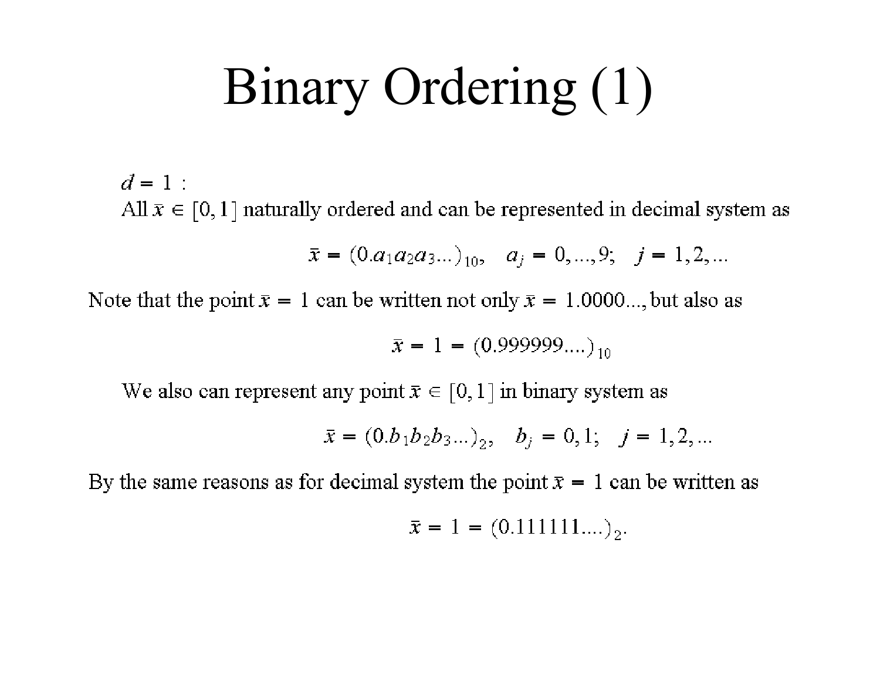# Binary Ordering (1)

$d = 1$ :

All $\bar{x} \in [0,1]$ naturally ordered and can be represented in decimal system as

$$\bar{x} = (0.a_1 a_2 a_3 ...)_{10}, \quad a_j = 0,...,9; \quad j = 1,2,...$$

Note that the point $\bar{x} = 1$ can be written not only $\bar{x} = 1.0000...$, but also as

$$\bar{x} = 1 = (0.999999....)_{10}$$

We also can represent any point $\bar{x} \in [0,1]$ in binary system as

$$\bar{x} = (0.b_1 b_2 b_3 ...)_2, \quad b_j = 0,1; \quad j = 1,2,...$$

By the same reasons as for decimal system the point $\bar{x} = 1$ can be written as

$$\bar{x} = 1 = (0.111111....)_2.$$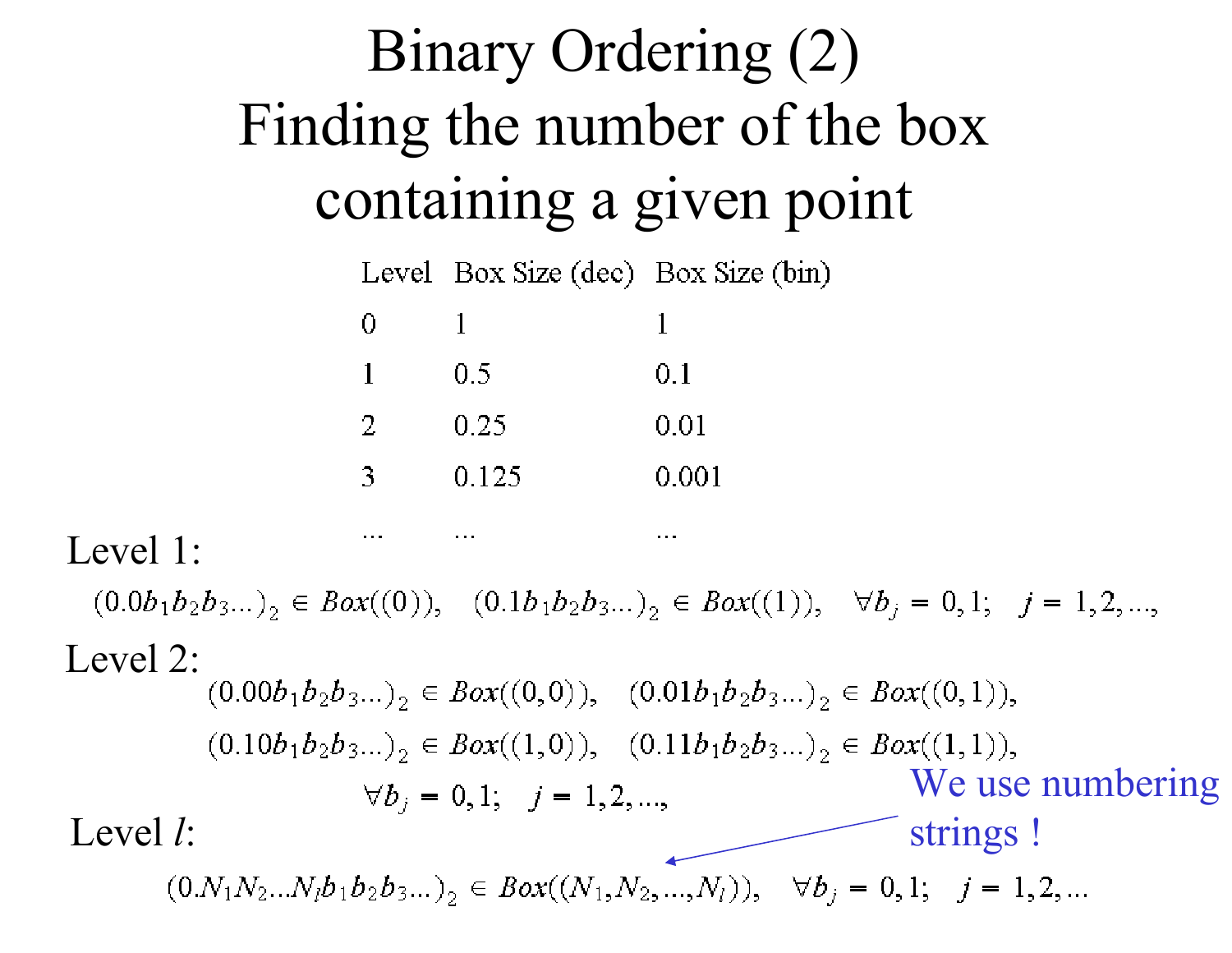# Binary Ordering (2)
# Finding the number of the box containing a given point

| Level | Box Size (dec) | Box Size (bin) |
|---|---|---|
| 0 | 1 | 1 |
| 1 | 0.5 | 0.1 |
| 2 | 0.25 | 0.01 |
| 3 | 0.125 | 0.001 |
| ... | ... | ... |

Level 1:

$$(0.0b_1b_2b_3...)_2 \in Box((0)), \quad (0.1b_1b_2b_3...)_2 \in Box((1)), \quad \forall b_j = 0,1; \quad j = 1,2,...,$$

Level 2:

$$(0.00b_1b_2b_3...)_2 \in Box((0,0)), \quad (0.01b_1b_2b_3...)_2 \in Box((0,1)),$$

$$(0.10b_1b_2b_3...)_2 \in Box((1,0)), \quad (0.11b_1b_2b_3...)_2 \in Box((1,1)),$$

$$\forall b_j = 0,1; \quad j = 1,2,...,$$

Level $l$:

$$(0.N_1N_2...N_lb_1b_2b_3...)_2 \in Box((N_1,N_2,...,N_l)), \quad \forall b_j = 0,1; \quad j = 1,2,...$$

We use numbering strings !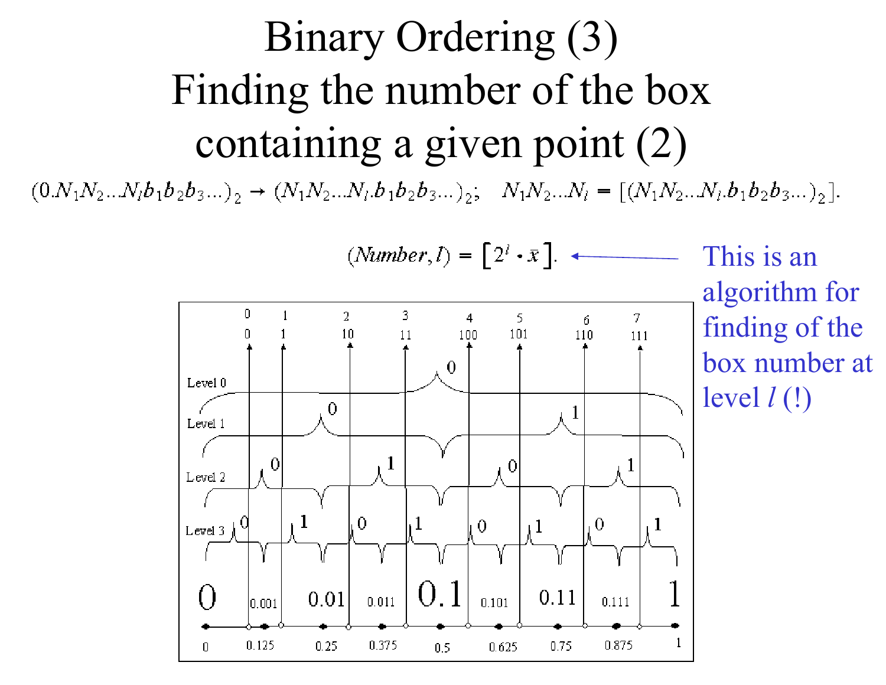# Binary Ordering (3)
# Finding the number of the box containing a given point (2)

$$(0.N_1N_2...N_lb_1b_2b_3...)_2 \rightarrow (N_1N_2...N_l.b_1b_2b_3...)_2; \quad N_1N_2...N_l = [(N_1N_2...N_l.b_1b_2b_3...)_2].$$

$$(Number, l) = [2^l \cdot \bar{x}].$$

This is an algorithm for finding of the box number at level $l$ (!)

0 1 2 3 4 5 6 7

0 1 10 11 100 101 110 111

Level 0

Level 1

Level 2

Level 3

0 0.001 0.01 0.011 0.1 0.101 0.11 0.111 1

0 0.125 0.25 0.375 0.5 0.625 0.75 0.875 1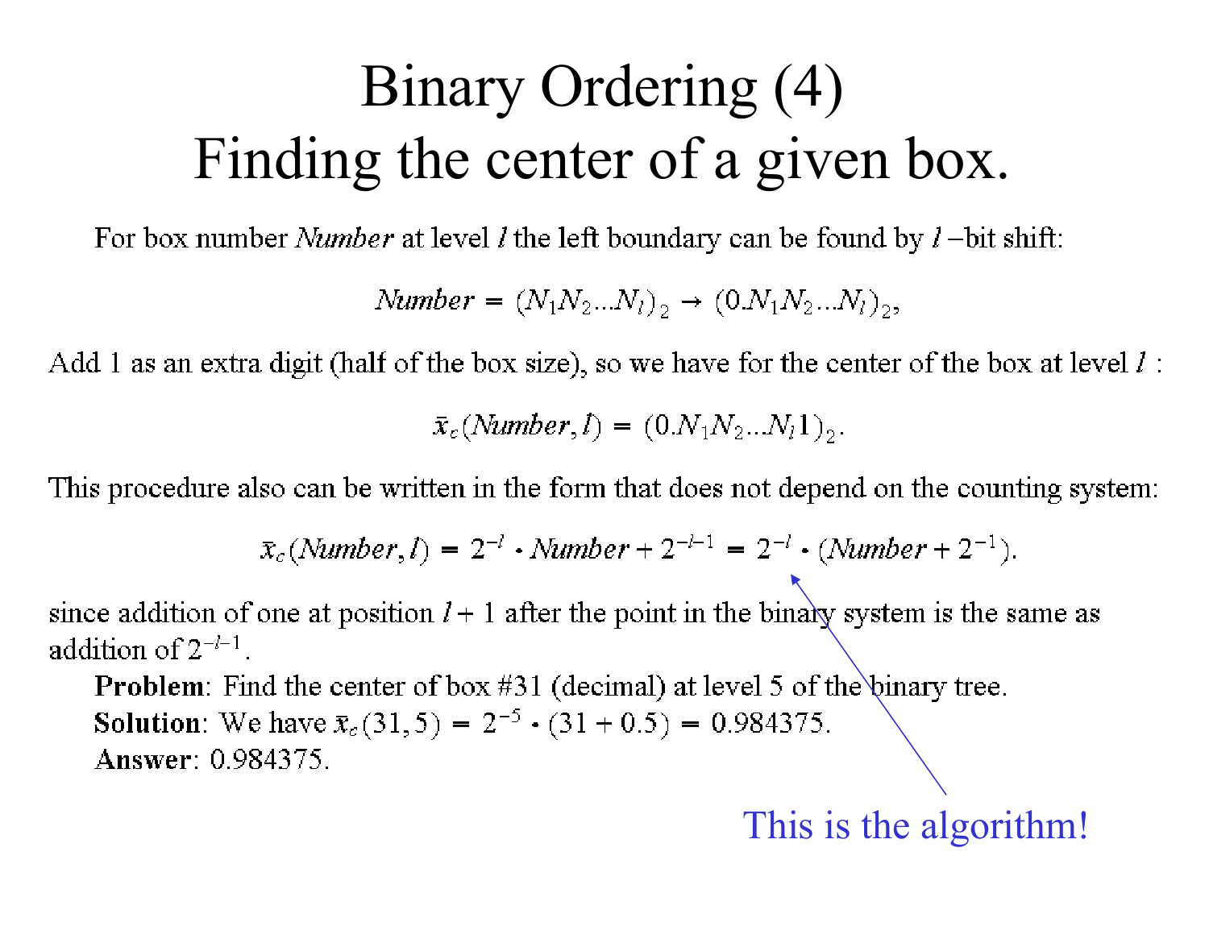# Binary Ordering (4)
# Finding the center of a given box.

For box number *Number* at level $l$ the left boundary can be found by $l$ –bit shift:

$$Number = (N_1 N_2 ... N_l)_2 \rightarrow (0.N_1 N_2 ... N_l)_2,$$

Add 1 as an extra digit (half of the box size), so we have for the center of the box at level $l$ :

$$\bar{x}_c(Number, l) = (0.N_1 N_2 ... N_l 1)_2.$$

This procedure also can be written in the form that does not depend on the counting system:

$$\bar{x}_c(Number, l) = 2^{-l} \cdot Number + 2^{-l-1} = 2^{-l} \cdot (Number + 2^{-1}).$$

since addition of one at position $l + 1$ after the point in the binary system is the same as addition of $2^{-l-1}$.

**Problem**: Find the center of box #31 (decimal) at level 5 of the binary tree.

**Solution**: We have $\bar{x}_c(31, 5) = 2^{-5} \cdot (31 + 0.5) = 0.984375$.

**Answer**: 0.984375.

This is the algorithm!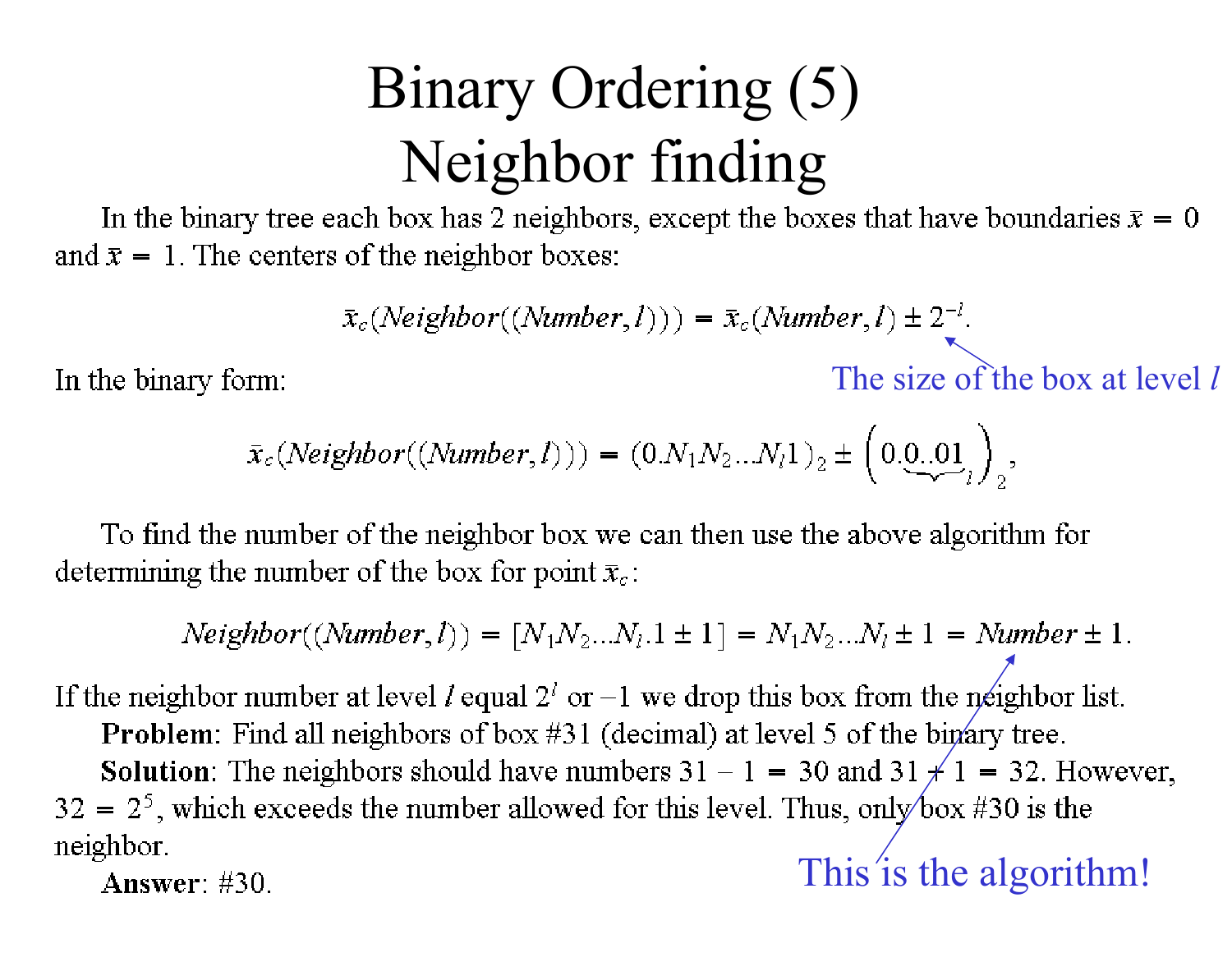# Binary Ordering (5)
# Neighbor finding

In the binary tree each box has 2 neighbors, except the boxes that have boundaries $\bar{x} = 0$ and $\bar{x} = 1$. The centers of the neighbor boxes:

$$\bar{x}_c(Neighbor((Number, l))) = \bar{x}_c(Number, l) \pm 2^{-l}.$$

The size of the box at level $l$

In the binary form:

$$\bar{x}_c(Neighbor((Number, l))) = (0.N_1N_2...N_l1)_2 \pm \left(0.\underbrace{0..01}_{l}\right)_2,$$

To find the number of the neighbor box we can then use the above algorithm for determining the number of the box for point $\bar{x}_c$:

$$Neighbor((Number, l)) = [N_1N_2...N_l.1 \pm 1] = N_1N_2...N_l \pm 1 = Number \pm 1.$$

If the neighbor number at level $l$ equal $2^l$ or $-1$ we drop this box from the neighbor list.

**Problem**: Find all neighbors of box #31 (decimal) at level 5 of the binary tree.

**Solution**: The neighbors should have numbers $31 - 1 = 30$ and $31 + 1 = 32$. However, $32 = 2^5$, which exceeds the number allowed for this level. Thus, only box #30 is the neighbor.

**Answer**: #30.

This is the algorithm!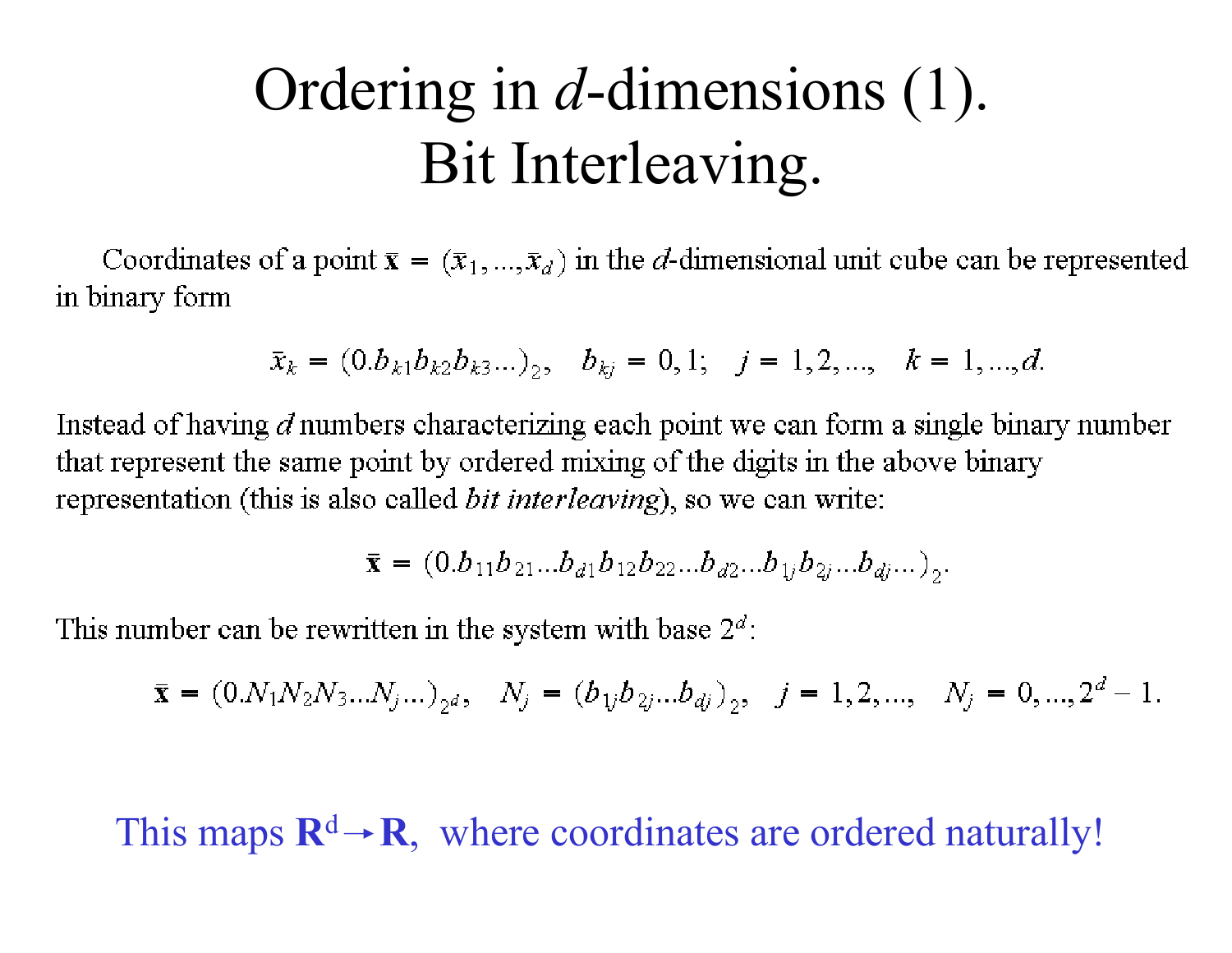# Ordering in *d*-dimensions (1). Bit Interleaving.

Coordinates of a point $\bar{\mathbf{x}} = (\bar{x}_1, ..., \bar{x}_d)$ in the $d$-dimensional unit cube can be represented in binary form

$$\bar{x}_k = (0.b_{k1}b_{k2}b_{k3}...)_2, \quad b_{kj} = 0, 1; \quad j = 1, 2, ..., \quad k = 1, ..., d.$$

Instead of having $d$ numbers characterizing each point we can form a single binary number that represent the same point by ordered mixing of the digits in the above binary representation (this is also called *bit interleaving*), so we can write:

$$\bar{\mathbf{x}} = (0.b_{11}b_{21}...b_{d1}b_{12}b_{22}...b_{d2}...b_{1j}b_{2j}...b_{dj}...)_2.$$

This number can be rewritten in the system with base $2^d$:

$$\bar{\mathbf{x}} = (0.N_1N_2N_3...N_j...)_{2^d}, \quad N_j = (b_{1j}b_{2j}...b_{dj})_2, \quad j = 1, 2, ..., \quad N_j = 0, ..., 2^d - 1.$$

This maps $\mathbf{R}^d \to \mathbf{R}$, where coordinates are ordered naturally!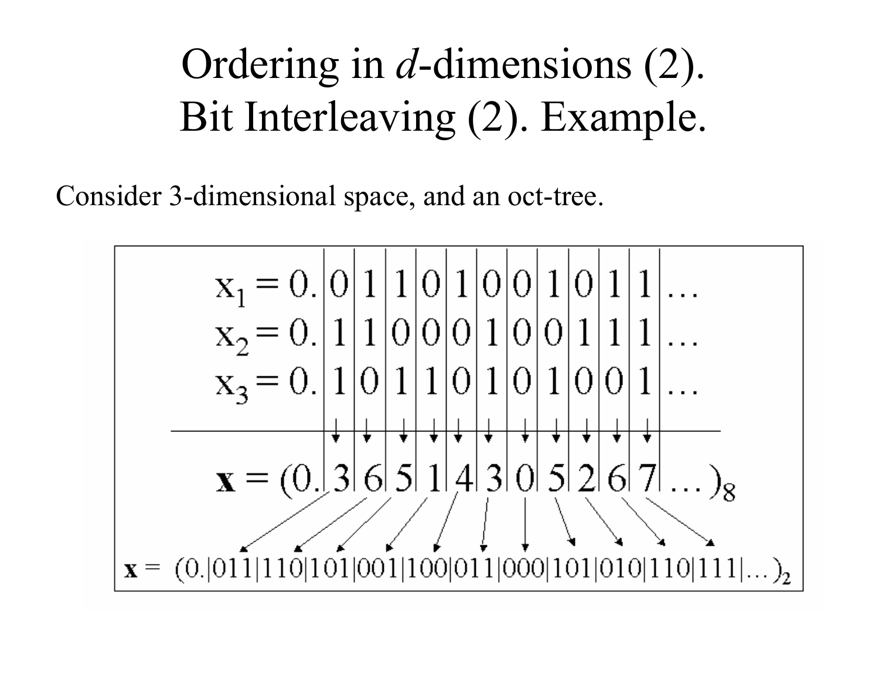# Ordering in *d*-dimensions (2). Bit Interleaving (2). Example.

Consider 3-dimensional space, and an oct-tree.

$$x_1 = 0.\,0\,1\,1\,0\,1\,0\,0\,1\,0\,1\,1\ldots$$

$$x_2 = 0.\,1\,1\,0\,0\,0\,1\,0\,0\,1\,1\,1\ldots$$

$$x_3 = 0.\,1\,0\,1\,1\,0\,1\,0\,1\,0\,0\,1\ldots$$

$$\mathbf{x} = (0.\,3\,6\,5\,1\,4\,3\,0\,5\,2\,6\,7\ldots)_8$$

$$\mathbf{x} = (0.|011|110|101|001|100|011|000|101|010|110|111|\ldots)_2$$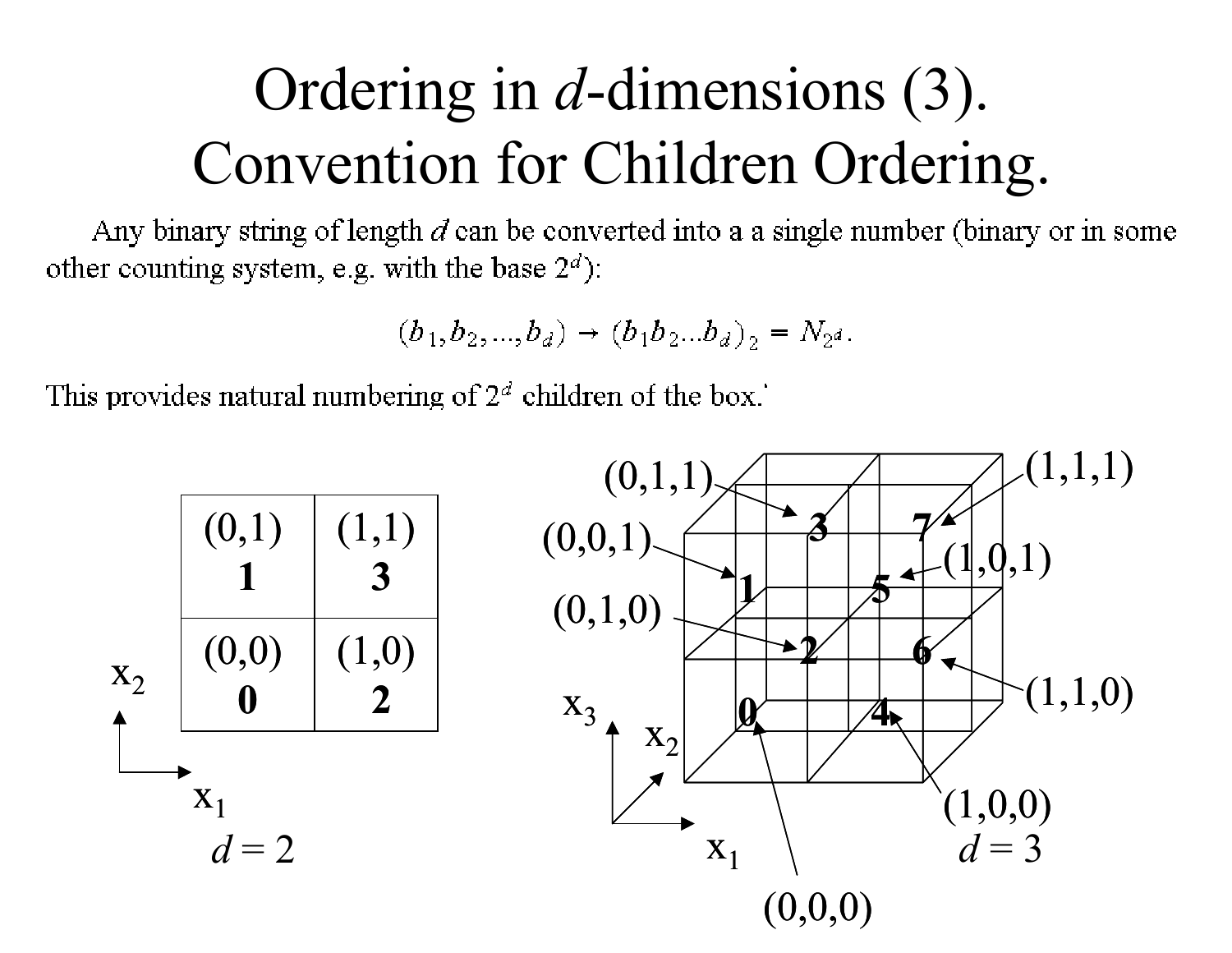# Ordering in *d*-dimensions (3). Convention for Children Ordering.

Any binary string of length $d$ can be converted into a a single number (binary or in some other counting system, e.g. with the base $2^d$):

$$(b_1, b_2, ..., b_d) \rightarrow (b_1 b_2 ... b_d)_2 = N_{2^d}.$$

This provides natural numbering of $2^d$ children of the box.

| | |
|---|---|
| (0,1) **1** | (1,1) **3** |
| (0,0) **0** | (1,0) **2** |

$x_2$

$x_1$

$d = 2$

(0,1,1) **3**

(1,1,1) **7**

(0,0,1) **1**

(1,0,1) **5**

(0,1,0) **2**

(1,1,0) **6**

(0,0,0) **0**

(1,0,0) **4**

$x_3$

$x_2$

$x_1$

$d = 3$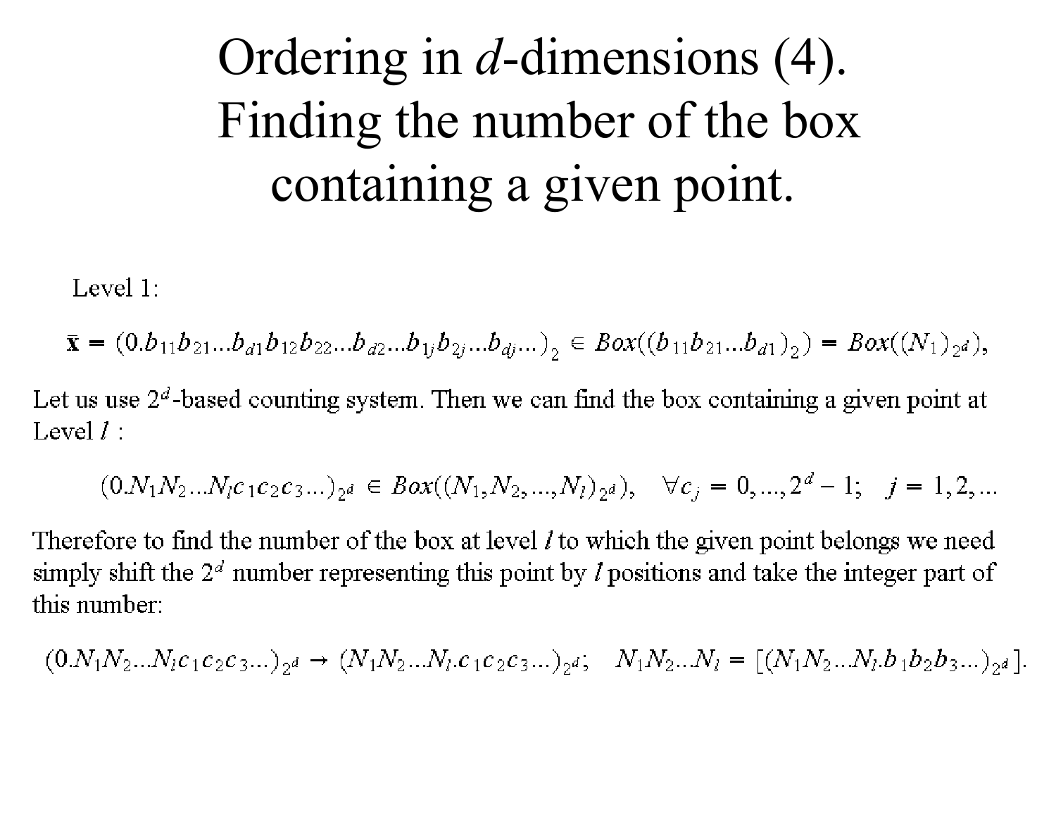# Ordering in $d$-dimensions (4). Finding the number of the box containing a given point.

Level 1:

$$\bar{\mathbf{x}} = (0.b_{11}b_{21}...b_{d1}b_{12}b_{22}...b_{d2}...b_{1j}b_{2j}...b_{dj}...)_2 \in Box((b_{11}b_{21}...b_{d1})_2) = Box((N_1)_{2^d}),$$

Let us use $2^d$-based counting system. Then we can find the box containing a given point at Level $l$ :

$$(0.N_1N_2...N_lc_1c_2c_3...)_{2^d} \in Box((N_1, N_2, ..., N_l)_{2^d}), \quad \forall c_j = 0, ..., 2^d - 1; \quad j = 1, 2, ...$$

Therefore to find the number of the box at level $l$ to which the given point belongs we need simply shift the $2^d$ number representing this point by $l$ positions and take the integer part of this number:

$$(0.N_1N_2...N_lc_1c_2c_3...)_{2^d} \to (N_1N_2...N_l.c_1c_2c_3...)_{2^d}; \quad N_1N_2...N_l = [(N_1N_2...N_l.b_1b_2b_3...)_{2^d}].$$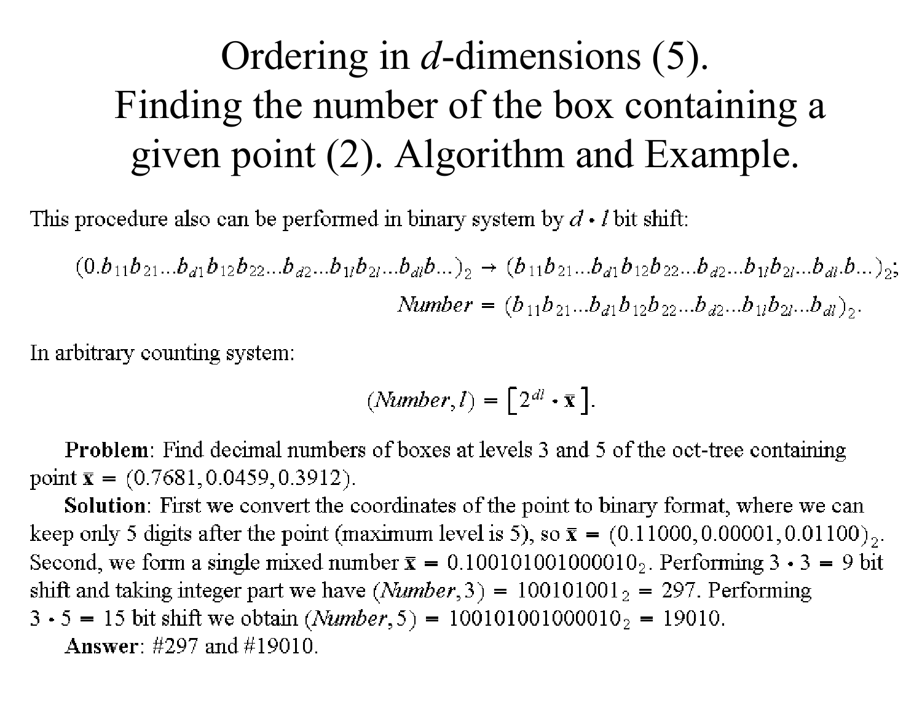# Ordering in $d$-dimensions (5). Finding the number of the box containing a given point (2). Algorithm and Example.

This procedure also can be performed in binary system by $d \cdot l$ bit shift:

$$(0.b_{11}b_{21}...b_{d1}b_{12}b_{22}...b_{d2}...b_{1l}b_{2l}...b_{dl}b...)_2 \rightarrow (b_{11}b_{21}...b_{d1}b_{12}b_{22}...b_{d2}...b_{1l}b_{2l}...b_{dl}.b...)_2;$$

$$Number = (b_{11}b_{21}...b_{d1}b_{12}b_{22}...b_{d2}...b_{1l}b_{2l}...b_{dl})_2.$$

In arbitrary counting system:

$$(Number, l) = \left[2^{dl} \cdot \bar{\mathbf{x}}\right].$$

**Problem**: Find decimal numbers of boxes at levels 3 and 5 of the oct-tree containing point $\bar{\mathbf{x}} = (0.7681, 0.0459, 0.3912)$.

**Solution**: First we convert the coordinates of the point to binary format, where we can keep only 5 digits after the point (maximum level is 5), so $\bar{\mathbf{x}} = (0.11000, 0.00001, 0.01100)_2$. Second, we form a single mixed number $\bar{\mathbf{x}} = 0.100101001000010_2$. Performing $3 \cdot 3 = 9$ bit shift and taking integer part we have $(Number, 3) = 100101001_2 = 297$. Performing $3 \cdot 5 = 15$ bit shift we obtain $(Number, 5) = 100101001000010_2 = 19010$.

**Answer**: #297 and #19010.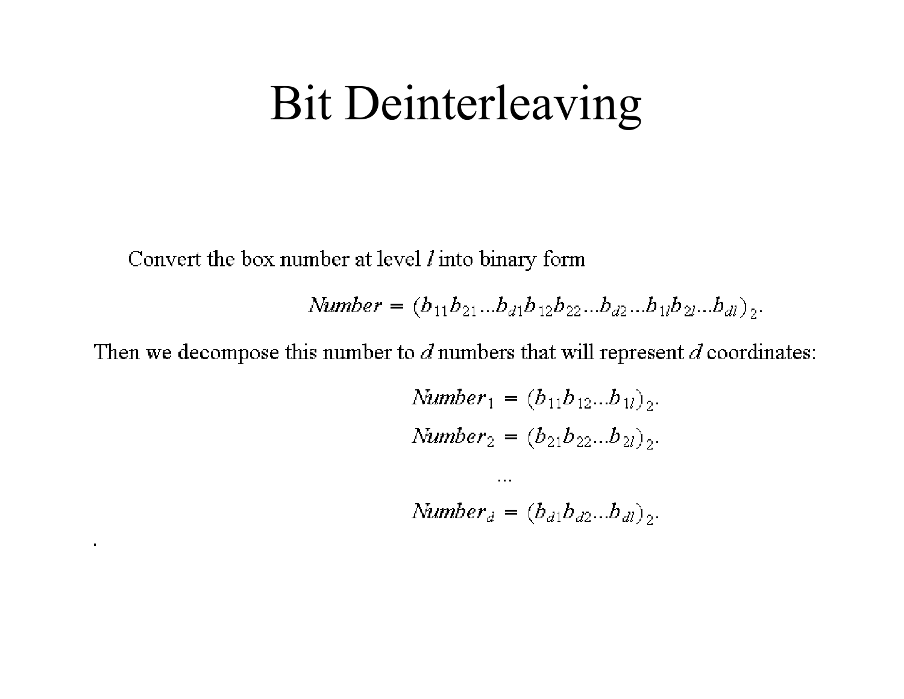# Bit Deinterleaving

Convert the box number at level $l$ into binary form

$$Number = (b_{11}b_{21}...b_{d1}b_{12}b_{22}...b_{d2}...b_{1l}b_{2l}...b_{dl})_2.$$

Then we decompose this number to $d$ numbers that will represent $d$ coordinates:

$$Number_1 = (b_{11}b_{12}...b_{1l})_2.$$

$$Number_2 = (b_{21}b_{22}...b_{2l})_2.$$

$$...$$

$$Number_d = (b_{d1}b_{d2}...b_{dl})_2.$$

.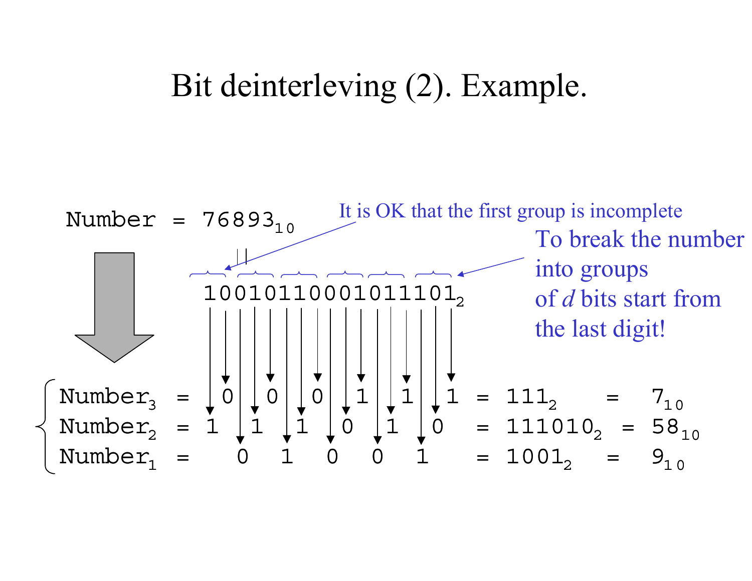# Bit deinterleving (2). Example.

Number = $76893_{10}$

It is OK that the first group is incomplete

To break the number into groups of *d* bits start from the last digit!

$10010110001011101_2$

Number$_3$ = 0 0 0 1 1 1 = $111_2$ = $7_{10}$

Number$_2$ = 1 1 1 0 1 0 = $111010_2$ = $58_{10}$

Number$_1$ = 0 1 0 0 1 = $1001_2$ = $9_{10}$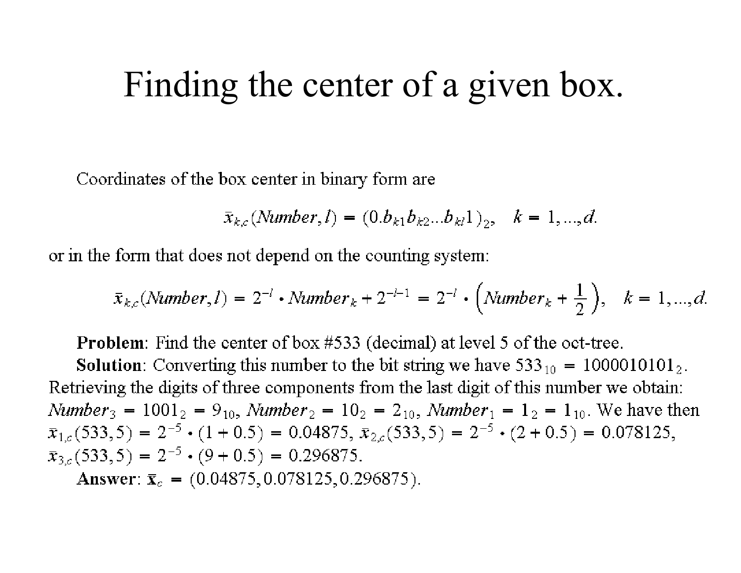# Finding the center of a given box.

Coordinates of the box center in binary form are

$$\bar{x}_{k,c}(Number, l) = (0.b_{k1}b_{k2}...b_{kl}1)_2, \quad k = 1,...,d.$$

or in the form that does not depend on the counting system:

$$\bar{x}_{k,c}(Number, l) = 2^{-l} \cdot Number_k + 2^{-l-1} = 2^{-l} \cdot \left(Number_k + \frac{1}{2}\right), \quad k = 1,...,d.$$

**Problem**: Find the center of box #533 (decimal) at level 5 of the oct-tree.

**Solution**: Converting this number to the bit string we have $533_{10} = 1000010101_2$. Retrieving the digits of three components from the last digit of this number we obtain: $Number_3 = 1001_2 = 9_{10}$, $Number_2 = 10_2 = 2_{10}$, $Number_1 = 1_2 = 1_{10}$. We have then $\bar{x}_{1,c}(533, 5) = 2^{-5} \cdot (1 + 0.5) = 0.04875$, $\bar{x}_{2,c}(533, 5) = 2^{-5} \cdot (2 + 0.5) = 0.078125$, $\bar{x}_{3,c}(533, 5) = 2^{-5} \cdot (9 + 0.5) = 0.296875$.

**Answer**: $\bar{\mathbf{x}}_c = (0.04875, 0.078125, 0.296875)$.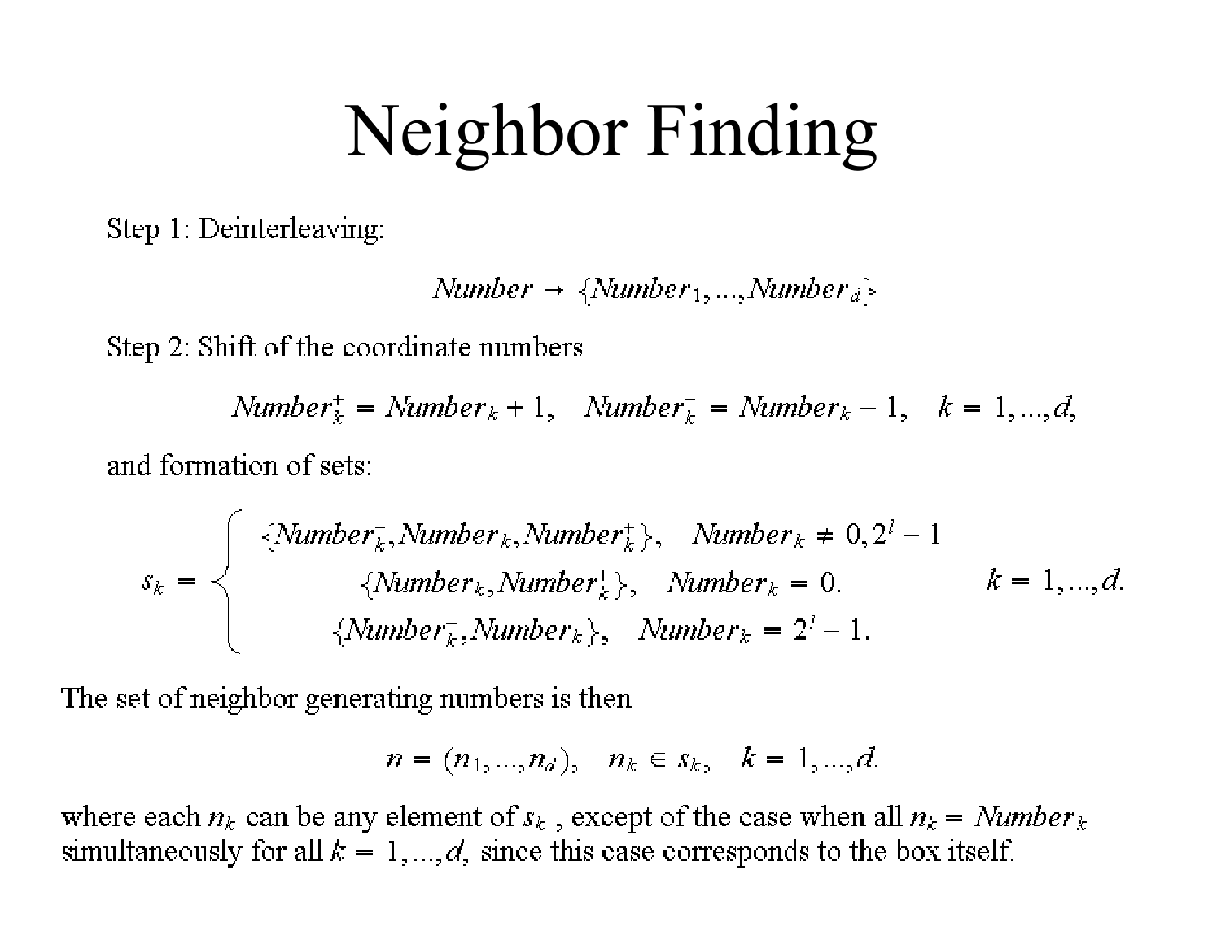# Neighbor Finding

Step 1: Deinterleaving:

$$Number \rightarrow \{Number_1, ..., Number_d\}$$

Step 2: Shift of the coordinate numbers

$$Number_k^+ = Number_k + 1, \quad Number_k^- = Number_k - 1, \quad k = 1, ..., d,$$

and formation of sets:

$$s_k = \begin{cases} \{Number_k^-, Number_k, Number_k^+\}, & Number_k \neq 0, 2^l - 1 \\ \{Number_k, Number_k^+\}, & Number_k = 0. \\ \{Number_k^-, Number_k\}, & Number_k = 2^l - 1. \end{cases} \qquad k = 1, ..., d.$$

The set of neighbor generating numbers is then

$$n = (n_1, ..., n_d), \quad n_k \in s_k, \quad k = 1, ..., d.$$

where each $n_k$ can be any element of $s_k$ , except of the case when all $n_k = Number_k$ simultaneously for all $k = 1, ..., d,$ since this case corresponds to the box itself.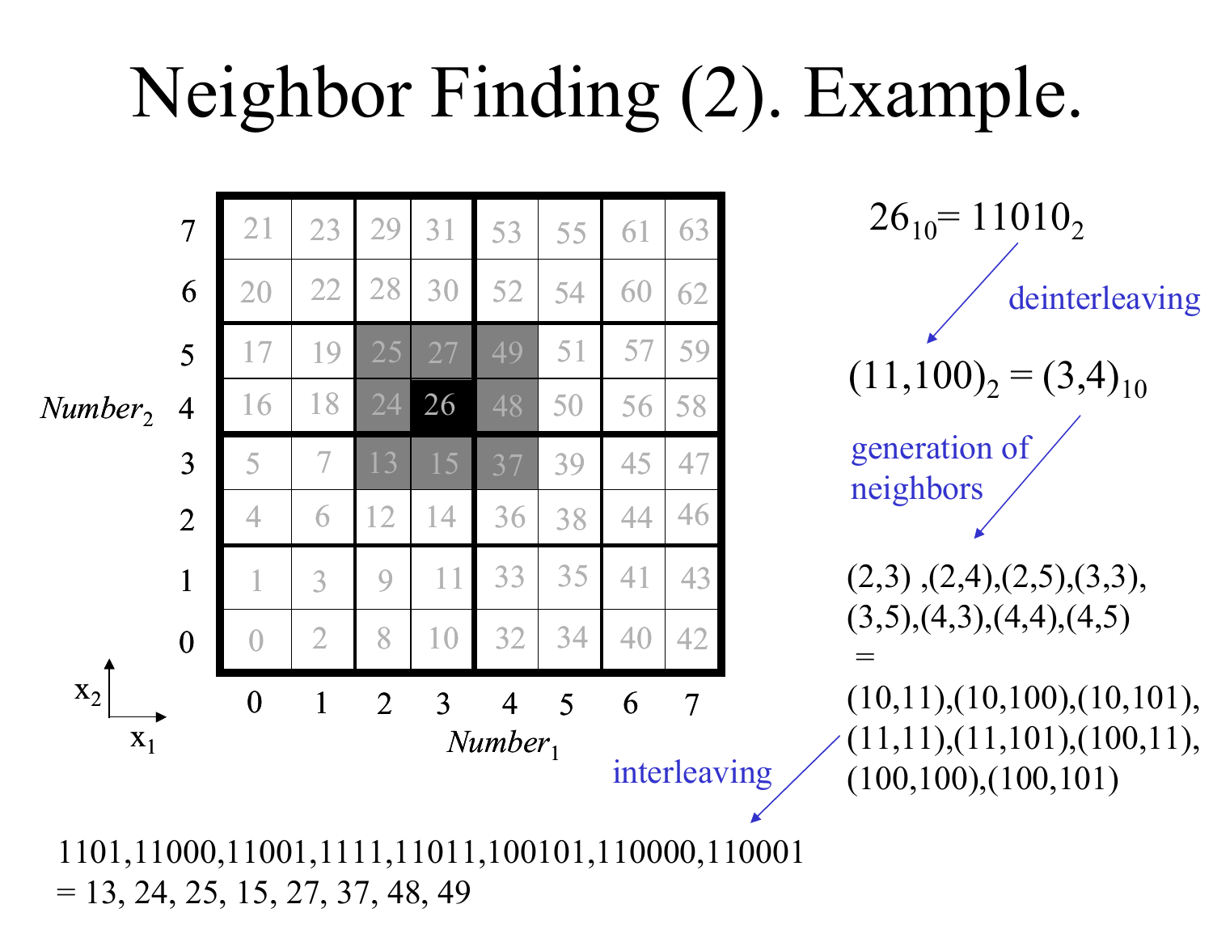# Neighbor Finding (2). Example.

| | | | | | | | | |
|---|---|---|---|---|---|---|---|---|
| 7 | 21 | 23 | 29 | 31 | 53 | 55 | 61 | 63 |
| 6 | 20 | 22 | 28 | 30 | 52 | 54 | 60 | 62 |
| 5 | 17 | 19 | 25 | 27 | 49 | 51 | 57 | 59 |
| 4 | 16 | 18 | 24 | 26 | 48 | 50 | 56 | 58 |
| 3 | 5 | 7 | 13 | 15 | 37 | 39 | 45 | 47 |
| 2 | 4 | 6 | 12 | 14 | 36 | 38 | 44 | 46 |
| 1 | 1 | 3 | 9 | 11 | 33 | 35 | 41 | 43 |
| 0 | 0 | 2 | 8 | 10 | 32 | 34 | 40 | 42 |
| | 0 | 1 | 2 | 3 | 4 | 5 | 6 | 7 |

*Number*$_2$ (vertical axis, $x_2$), *Number*$_1$ (horizontal axis, $x_1$)

$26_{10} = 11010_2$

deinterleaving

$(11,100)_2 = (3,4)_{10}$

generation of neighbors

(2,3) ,(2,4),(2,5),(3,3),
(3,5),(4,3),(4,4),(4,5)
=
(10,11),(10,100),(10,101),
(11,11),(11,101),(100,11),
(100,100),(100,101)

interleaving

1101,11000,11001,1111,11011,100101,110000,110001
= 13, 24, 25, 15, 27, 37, 48, 49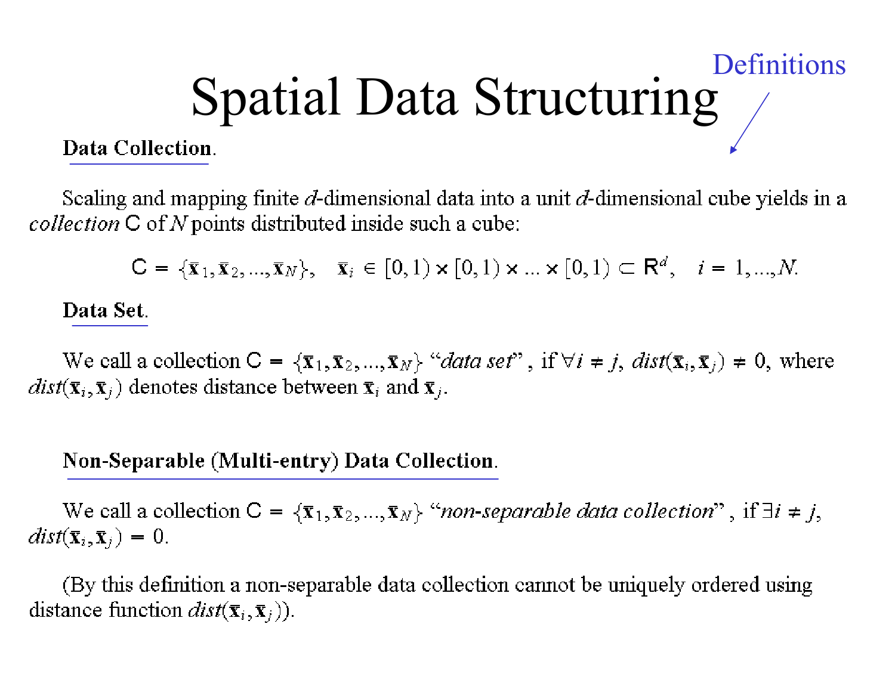# Spatial Data Structuring

Definitions

**Data Collection**.

Scaling and mapping finite $d$-dimensional data into a unit $d$-dimensional cube yields in a *collection* C of $N$ points distributed inside such a cube:

$$\mathrm{C} = \{\bar{\mathbf{x}}_1, \bar{\mathbf{x}}_2, ..., \bar{\mathbf{x}}_N\}, \quad \bar{\mathbf{x}}_i \in [0,1) \times [0,1) \times ... \times [0,1) \subset \mathrm{R}^d, \quad i = 1, ..., N.$$

**Data Set**.

We call a collection $\mathrm{C} = \{\bar{\mathbf{x}}_1, \bar{\mathbf{x}}_2, ..., \bar{\mathbf{x}}_N\}$ "*data set*", if $\forall i \neq j$, $dist(\bar{\mathbf{x}}_i, \bar{\mathbf{x}}_j) \neq 0$, where $dist(\bar{\mathbf{x}}_i, \bar{\mathbf{x}}_j)$ denotes distance between $\bar{\mathbf{x}}_i$ and $\bar{\mathbf{x}}_j$.

**Non-Separable (Multi-entry) Data Collection**.

We call a collection $\mathrm{C} = \{\bar{\mathbf{x}}_1, \bar{\mathbf{x}}_2, ..., \bar{\mathbf{x}}_N\}$ "*non-separable data collection*", if $\exists i \neq j$, $dist(\bar{\mathbf{x}}_i, \bar{\mathbf{x}}_j) = 0$.

(By this definition a non-separable data collection cannot be uniquely ordered using distance function $dist(\bar{\mathbf{x}}_i, \bar{\mathbf{x}}_j)$).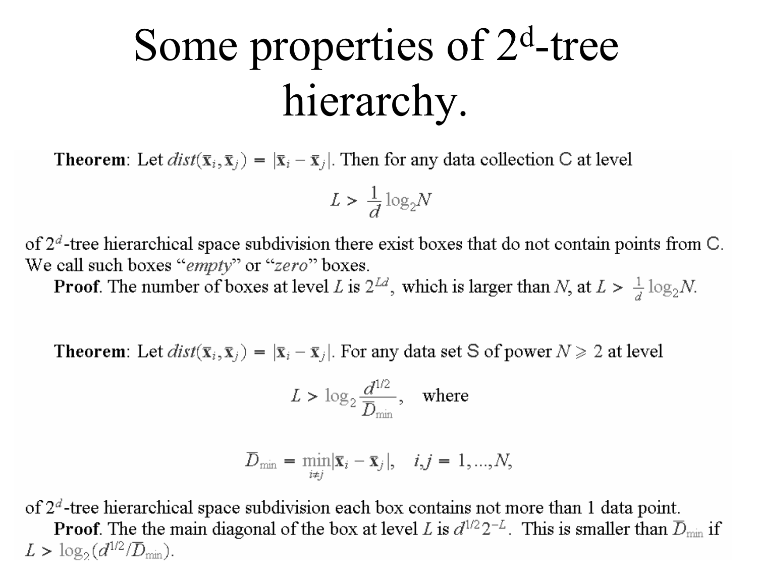# Some properties of $2^d$-tree hierarchy.

**Theorem**: Let $dist(\bar{\mathbf{x}}_i, \bar{\mathbf{x}}_j) = |\bar{\mathbf{x}}_i - \bar{\mathbf{x}}_j|$. Then for any data collection C at level

$$L > \frac{1}{d}\log_2 N$$

of $2^d$-tree hierarchical space subdivision there exist boxes that do not contain points from C. We call such boxes "*empty*" or "*zero*" boxes.

**Proof**. The number of boxes at level $L$ is $2^{Ld}$, which is larger than $N$, at $L > \frac{1}{d}\log_2 N$.

**Theorem**: Let $dist(\bar{\mathbf{x}}_i, \bar{\mathbf{x}}_j) = |\bar{\mathbf{x}}_i - \bar{\mathbf{x}}_j|$. For any data set S of power $N \geqslant 2$ at level

$$L > \log_2 \frac{d^{1/2}}{\overline{D}_{\min}}, \quad \text{where}$$

$$\overline{D}_{\min} = \min_{i \neq j} |\bar{\mathbf{x}}_i - \bar{\mathbf{x}}_j|, \quad i,j = 1,...,N,$$

of $2^d$-tree hierarchical space subdivision each box contains not more than 1 data point.

**Proof**. The the main diagonal of the box at level $L$ is $d^{1/2}2^{-L}$. This is smaller than $\overline{D}_{\min}$ if $L > \log_2(d^{1/2}/\overline{D}_{\min})$.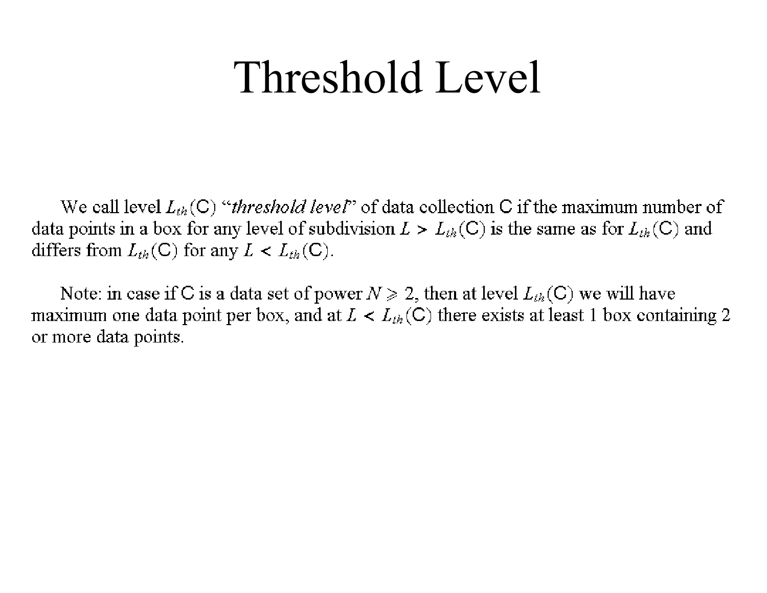# Threshold Level

We call level $L_{th}(\mathsf{C})$ "*threshold level*" of data collection C if the maximum number of data points in a box for any level of subdivision $L > L_{th}(\mathsf{C})$ is the same as for $L_{th}(\mathsf{C})$ and differs from $L_{th}(\mathsf{C})$ for any $L < L_{th}(\mathsf{C})$.

Note: in case if C is a data set of power $N \geqslant 2$, then at level $L_{th}(\mathsf{C})$ we will have maximum one data point per box, and at $L < L_{th}(\mathsf{C})$ there exists at least 1 box containing 2 or more data points.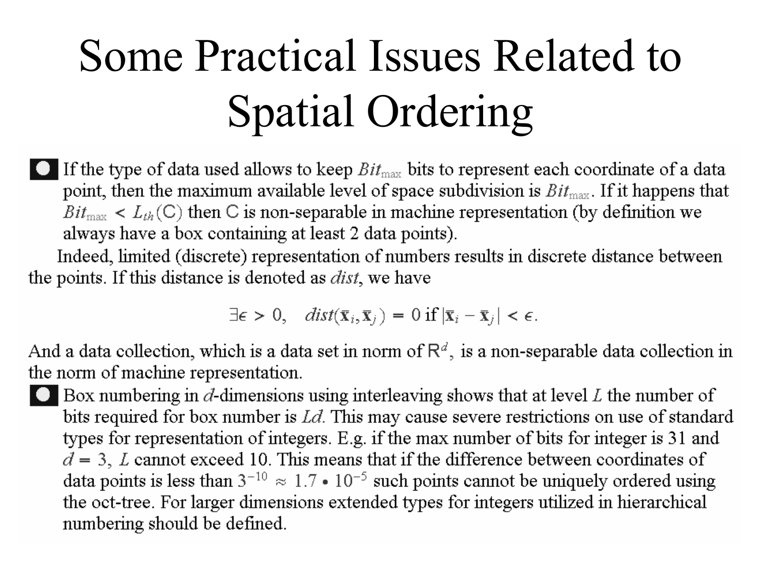# Some Practical Issues Related to Spatial Ordering

- If the type of data used allows to keep $Bit_{\max}$ bits to represent each coordinate of a data point, then the maximum available level of space subdivision is $Bit_{\max}$. If it happens that $Bit_{\max} < L_{th}(C)$ then C is non-separable in machine representation (by definition we always have a box containing at least 2 data points).

Indeed, limited (discrete) representation of numbers results in discrete distance between the points. If this distance is denoted as *dist*, we have

$$\exists \epsilon > 0, \quad dist(\bar{\mathbf{x}}_i, \bar{\mathbf{x}}_j) = 0 \text{ if } |\bar{\mathbf{x}}_i - \bar{\mathbf{x}}_j| < \epsilon.$$

And a data collection, which is a data set in norm of $\mathrm{R}^d$, is a non-separable data collection in the norm of machine representation.

- Box numbering in $d$-dimensions using interleaving shows that at level $L$ the number of bits required for box number is $Ld$. This may cause severe restrictions on use of standard types for representation of integers. E.g. if the max number of bits for integer is 31 and $d = 3$, $L$ cannot exceed 10. This means that if the difference between coordinates of data points is less than $3^{-10} \approx 1.7 \cdot 10^{-5}$ such points cannot be uniquely ordered using the oct-tree. For larger dimensions extended types for integers utilized in hierarchical numbering should be defined.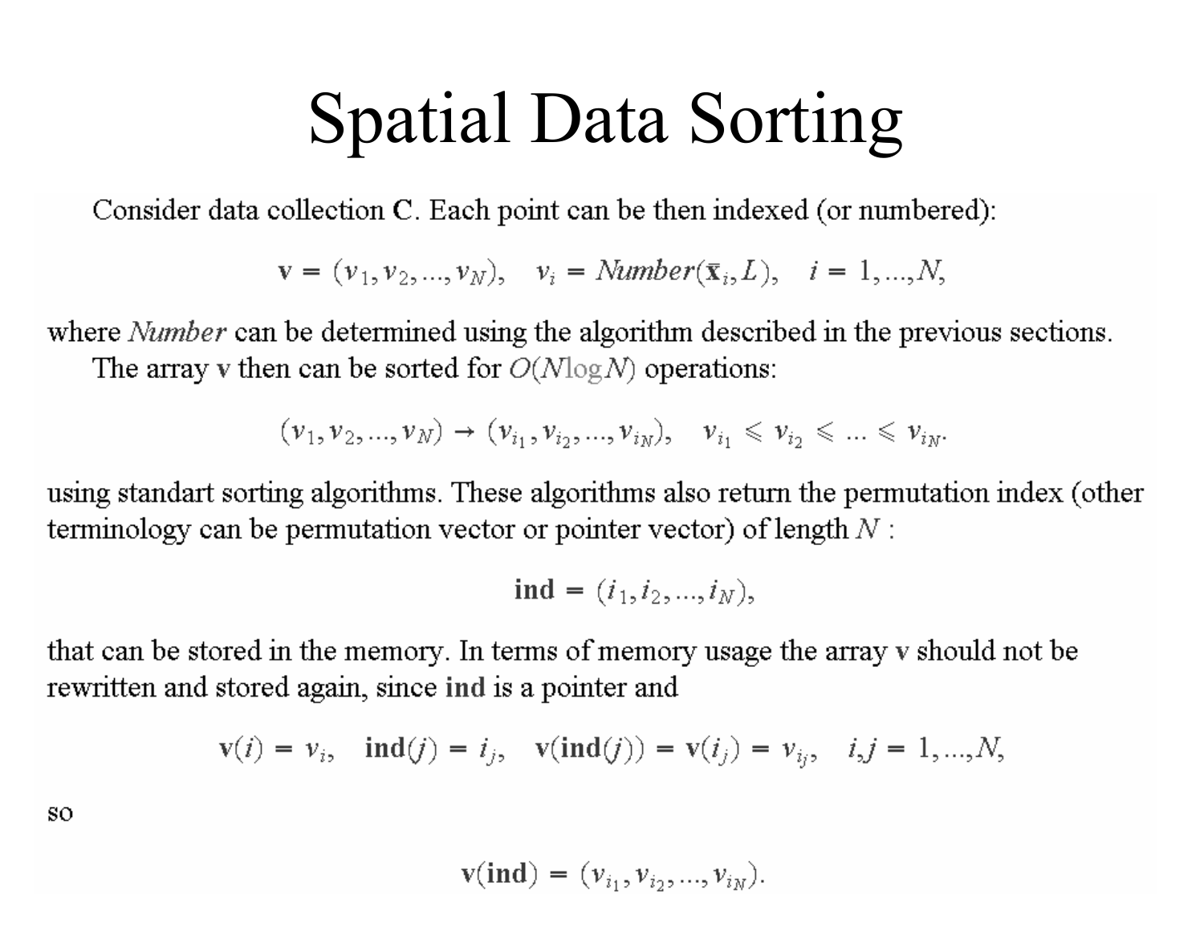# Spatial Data Sorting

Consider data collection $\mathbf{C}$. Each point can be then indexed (or numbered):

$$\mathbf{v} = (v_1, v_2, ..., v_N), \quad v_i = Number(\bar{\mathbf{x}}_i, L), \quad i = 1, ..., N,$$

where *Number* can be determined using the algorithm described in the previous sections.

The array $\mathbf{v}$ then can be sorted for $O(N\log N)$ operations:

$$(v_1, v_2, ..., v_N) \rightarrow (v_{i_1}, v_{i_2}, ..., v_{i_N}), \quad v_{i_1} \leqslant v_{i_2} \leqslant ... \leqslant v_{i_N}.$$

using standart sorting algorithms. These algorithms also return the permutation index (other terminology can be permutation vector or pointer vector) of length $N$ :

$$\mathbf{ind} = (i_1, i_2, ..., i_N),$$

that can be stored in the memory. In terms of memory usage the array $\mathbf{v}$ should not be rewritten and stored again, since **ind** is a pointer and

$$\mathbf{v}(i) = v_i, \quad \mathbf{ind}(j) = i_j, \quad \mathbf{v}(\mathbf{ind}(j)) = \mathbf{v}(i_j) = v_{i_j}, \quad i,j = 1, ..., N,$$

so

$$\mathbf{v}(\mathbf{ind}) = (v_{i_1}, v_{i_2}, ..., v_{i_N}).$$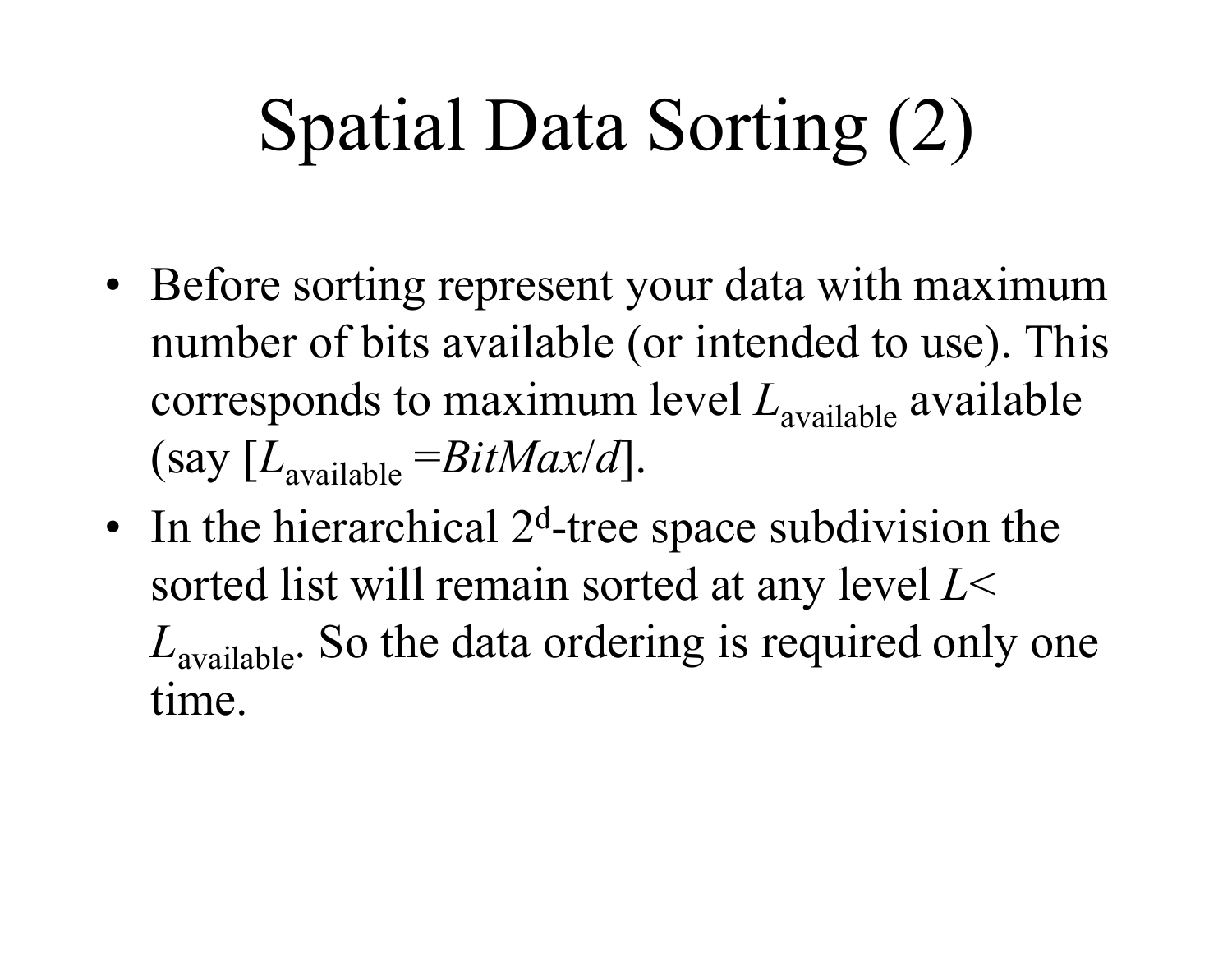# Spatial Data Sorting (2)

- Before sorting represent your data with maximum number of bits available (or intended to use). This corresponds to maximum level $L_{\text{available}}$ available (say [$L_{\text{available}} = BitMax/d$].
- In the hierarchical $2^d$-tree space subdivision the sorted list will remain sorted at any level $L < L_{\text{available}}$. So the data ordering is required only one time.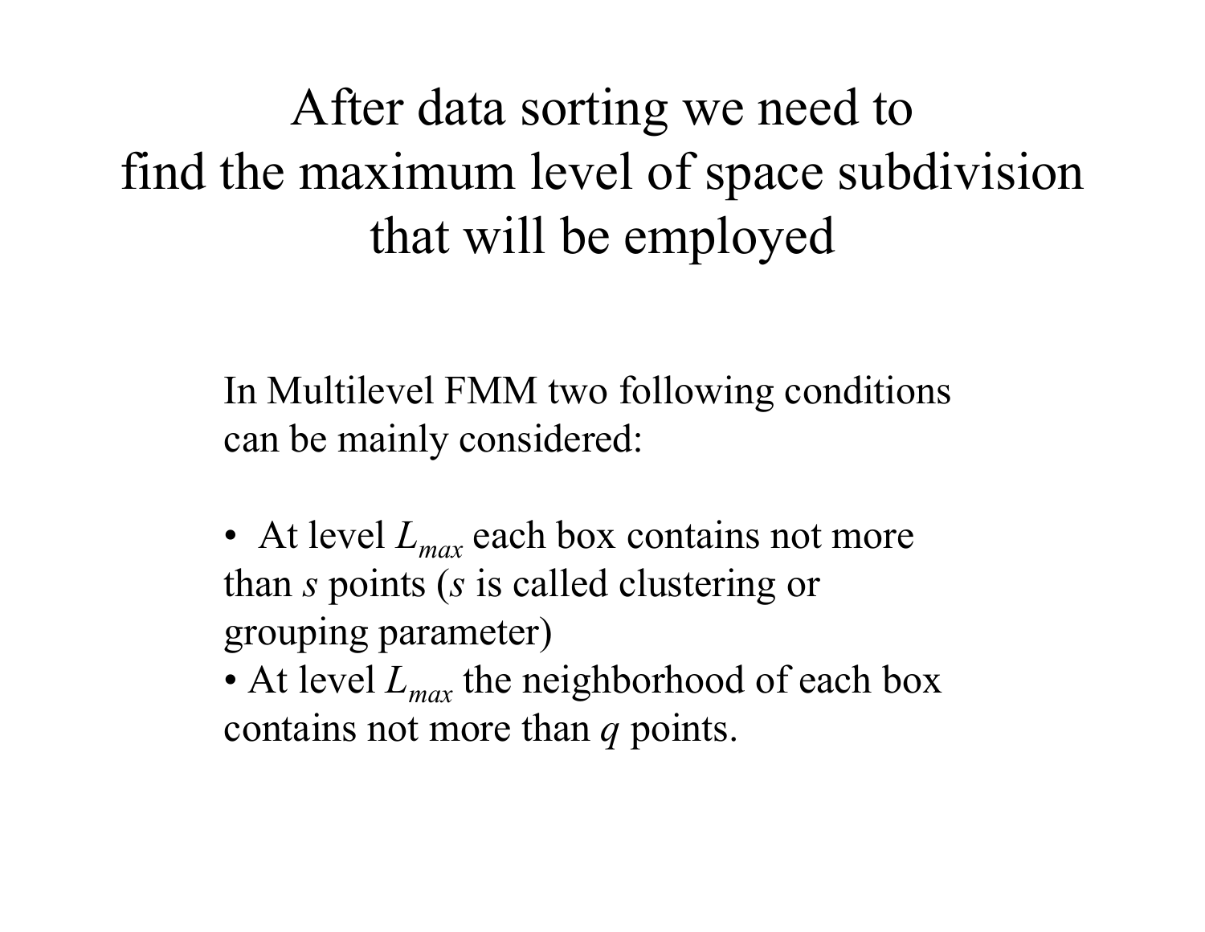# After data sorting we need to find the maximum level of space subdivision that will be employed

In Multilevel FMM two following conditions can be mainly considered:

- At level $L_{max}$ each box contains not more than *s* points (*s* is called clustering or grouping parameter)
- At level $L_{max}$ the neighborhood of each box contains not more than *q* points.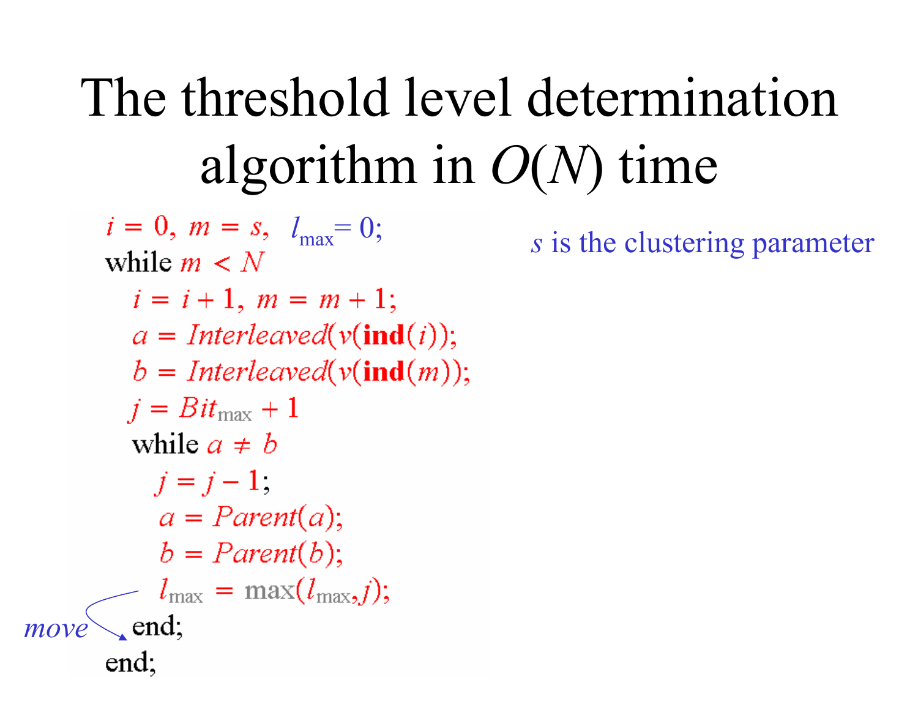# The threshold level determination algorithm in $O(N)$ time

$i = 0,\ m = s,\ l_{\max} = 0;$

while $m < N$

  $i = i + 1,\ m = m + 1;$

  $a = Interleaved(v(\mathbf{ind}(i)));$

  $b = Interleaved(v(\mathbf{ind}(m)));$

  $j = Bit_{\max} + 1$

  while $a \neq b$

    $j = j - 1;$

    $a = Parent(a);$

    $b = Parent(b);$

    $l_{\max} = \max(l_{\max}, j);$

  end;

end;

*move*

$s$ is the clustering parameter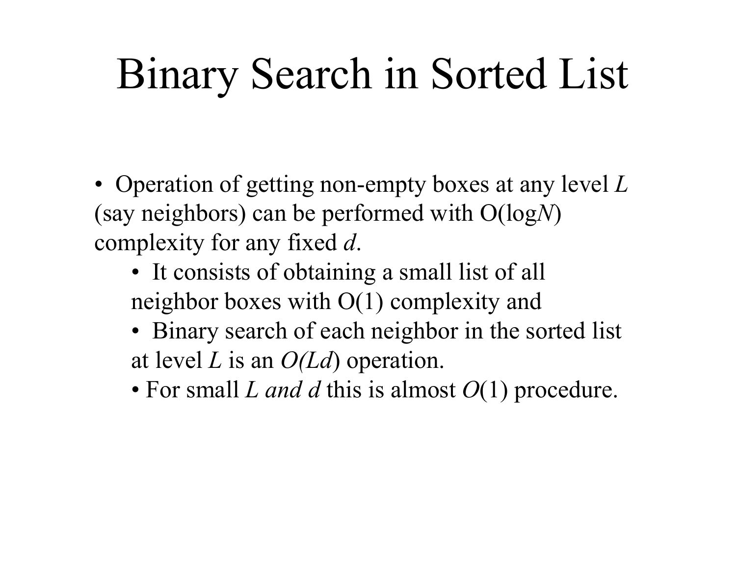# Binary Search in Sorted List

- Operation of getting non-empty boxes at any level $L$ (say neighbors) can be performed with $O(\log N)$ complexity for any fixed $d$.
  - It consists of obtaining a small list of all neighbor boxes with $O(1)$ complexity and
  - Binary search of each neighbor in the sorted list at level $L$ is an $O(Ld)$ operation.
  - For small $L$ *and* $d$ this is almost $O(1)$ procedure.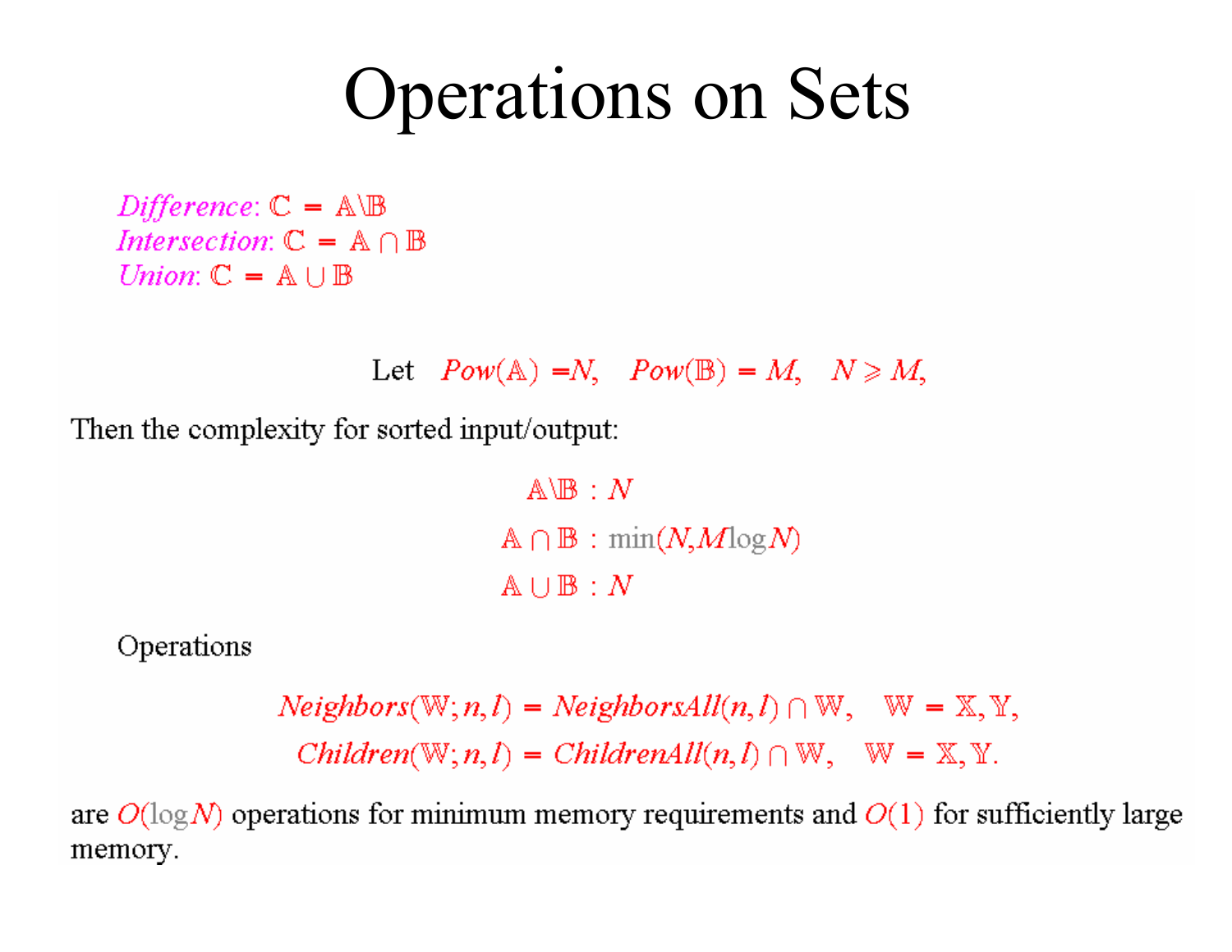# Operations on Sets

*Difference*: $\mathbb{C} = \mathbb{A} \setminus \mathbb{B}$
*Intersection*: $\mathbb{C} = \mathbb{A} \cap \mathbb{B}$
*Union*: $\mathbb{C} = \mathbb{A} \cup \mathbb{B}$

$$\text{Let} \quad Pow(\mathbb{A}) = N, \quad Pow(\mathbb{B}) = M, \quad N \geqslant M,$$

Then the complexity for sorted input/output:

$$\mathbb{A} \setminus \mathbb{B} : N$$

$$\mathbb{A} \cap \mathbb{B} : \min(N, M \log N)$$

$$\mathbb{A} \cup \mathbb{B} : N$$

Operations

$$Neighbors(\mathbb{W}; n, l) = NeighborsAll(n, l) \cap \mathbb{W}, \quad \mathbb{W} = \mathbb{X}, \mathbb{Y},$$

$$Children(\mathbb{W}; n, l) = ChildrenAll(n, l) \cap \mathbb{W}, \quad \mathbb{W} = \mathbb{X}, \mathbb{Y}.$$

are $O(\log N)$ operations for minimum memory requirements and $O(1)$ for sufficiently large memory.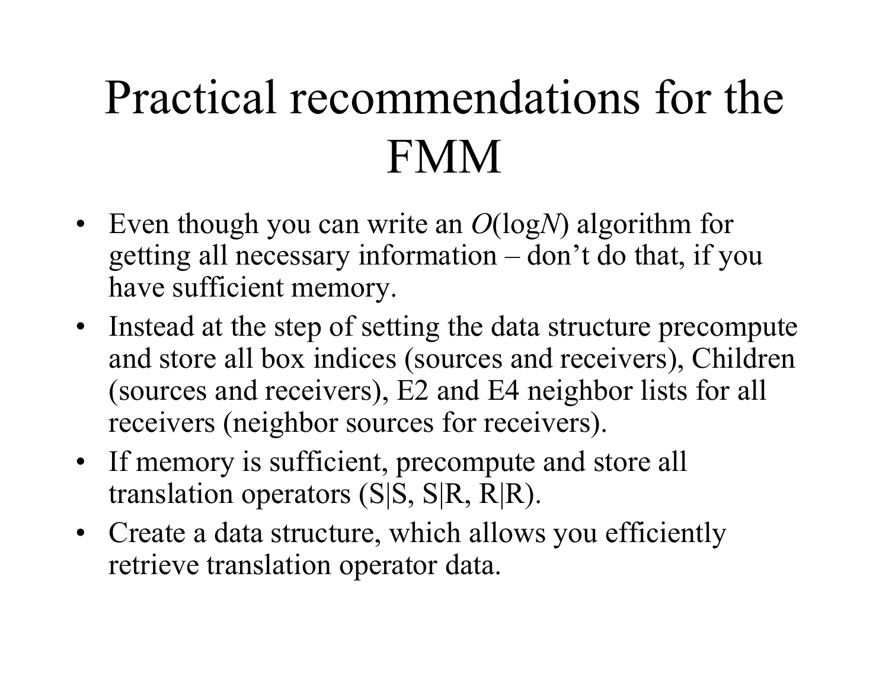# Practical recommendations for the FMM

- Even though you can write an $O(\log N)$ algorithm for getting all necessary information – don't do that, if you have sufficient memory.
- Instead at the step of setting the data structure precompute and store all box indices (sources and receivers), Children (sources and receivers), E2 and E4 neighbor lists for all receivers (neighbor sources for receivers).
- If memory is sufficient, precompute and store all translation operators (S|S, S|R, R|R).
- Create a data structure, which allows you efficiently retrieve translation operator data.